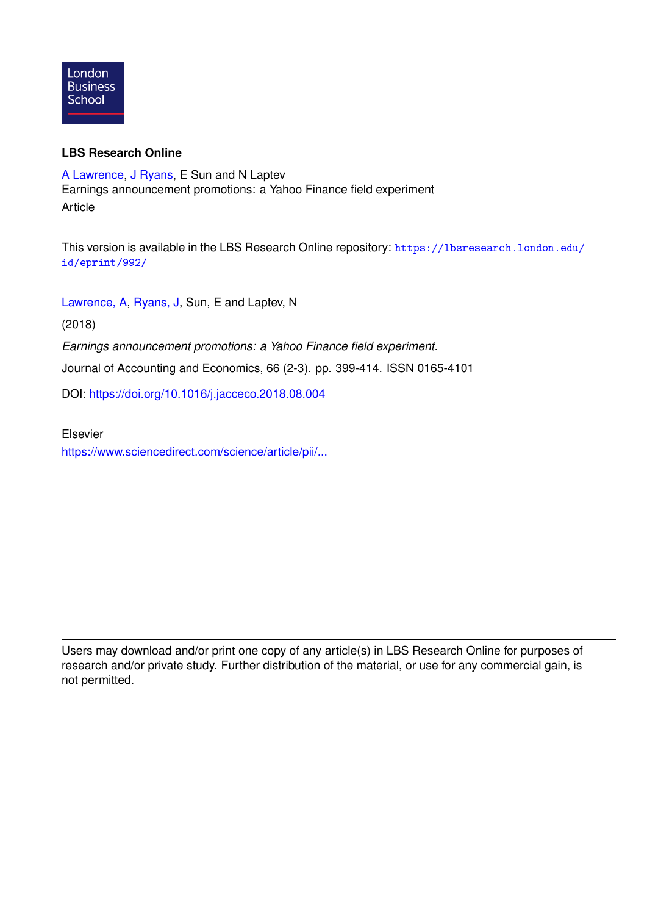London Business School

**LBS Research Online**

A Lawrence, J Ryans, E Sun and N Laptev
Earnings announcement promotions: a Yahoo Finance field experiment
Article

This version is available in the LBS Research Online repository: https://lbsresearch.london.edu/id/eprint/992/

Lawrence, A, Ryans, J, Sun, E and Laptev, N

(2018)

*Earnings announcement promotions: a Yahoo Finance field experiment.*

Journal of Accounting and Economics, 66 (2-3). pp. 399-414. ISSN 0165-4101

DOI: https://doi.org/10.1016/j.jacceco.2018.08.004

Elsevier
https://www.sciencedirect.com/science/article/pii/...

---

Users may download and/or print one copy of any article(s) in LBS Research Online for purposes of research and/or private study. Further distribution of the material, or use for any commercial gain, is not permitted.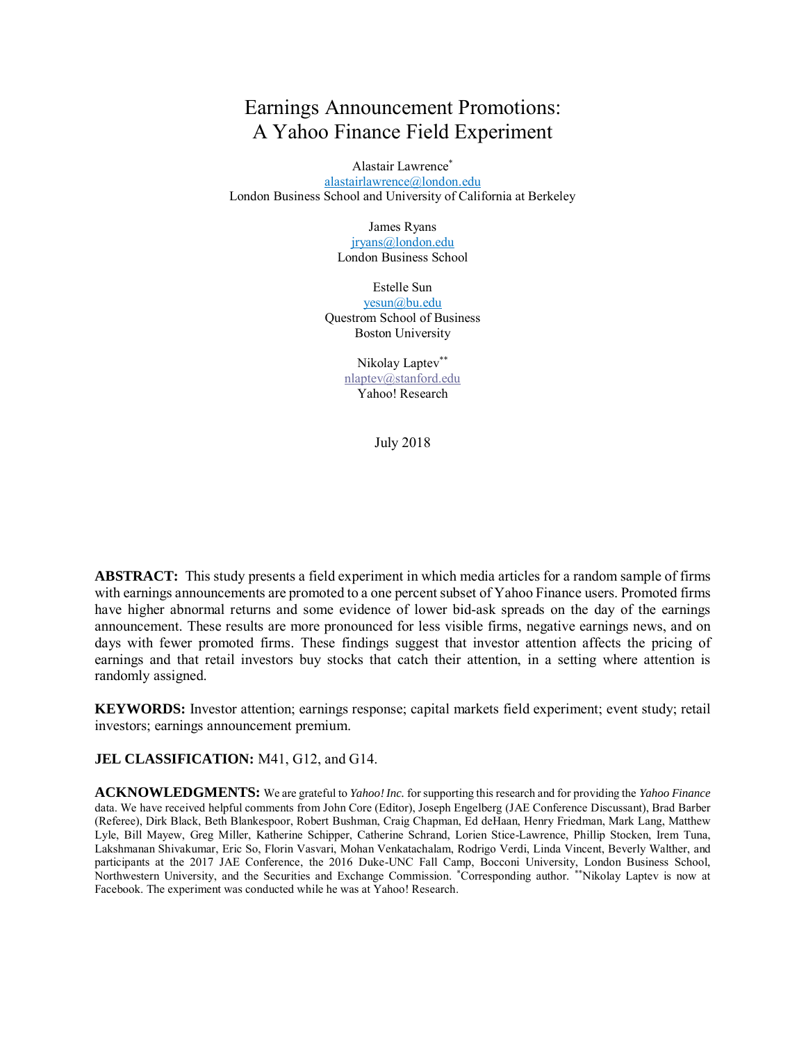# Earnings Announcement Promotions: A Yahoo Finance Field Experiment

Alastair Lawrence*
alastairlawrence@london.edu
London Business School and University of California at Berkeley

James Ryans
jryans@london.edu
London Business School

Estelle Sun
yesun@bu.edu
Questrom School of Business
Boston University

Nikolay Laptev**
nlaptev@stanford.edu
Yahoo! Research

July 2018

**ABSTRACT:** This study presents a field experiment in which media articles for a random sample of firms with earnings announcements are promoted to a one percent subset of Yahoo Finance users. Promoted firms have higher abnormal returns and some evidence of lower bid-ask spreads on the day of the earnings announcement. These results are more pronounced for less visible firms, negative earnings news, and on days with fewer promoted firms. These findings suggest that investor attention affects the pricing of earnings and that retail investors buy stocks that catch their attention, in a setting where attention is randomly assigned.

**KEYWORDS:** Investor attention; earnings response; capital markets field experiment; event study; retail investors; earnings announcement premium.

**JEL CLASSIFICATION:** M41, G12, and G14.

**ACKNOWLEDGMENTS:** We are grateful to *Yahoo! Inc.* for supporting this research and for providing the *Yahoo Finance* data. We have received helpful comments from John Core (Editor), Joseph Engelberg (JAE Conference Discussant), Brad Barber (Referee), Dirk Black, Beth Blankespoor, Robert Bushman, Craig Chapman, Ed deHaan, Henry Friedman, Mark Lang, Matthew Lyle, Bill Mayew, Greg Miller, Katherine Schipper, Catherine Schrand, Lorien Stice-Lawrence, Phillip Stocken, Irem Tuna, Lakshmanan Shivakumar, Eric So, Florin Vasvari, Mohan Venkatachalam, Rodrigo Verdi, Linda Vincent, Beverly Walther, and participants at the 2017 JAE Conference, the 2016 Duke-UNC Fall Camp, Bocconi University, London Business School, Northwestern University, and the Securities and Exchange Commission. *Corresponding author. **Nikolay Laptev is now at Facebook. The experiment was conducted while he was at Yahoo! Research.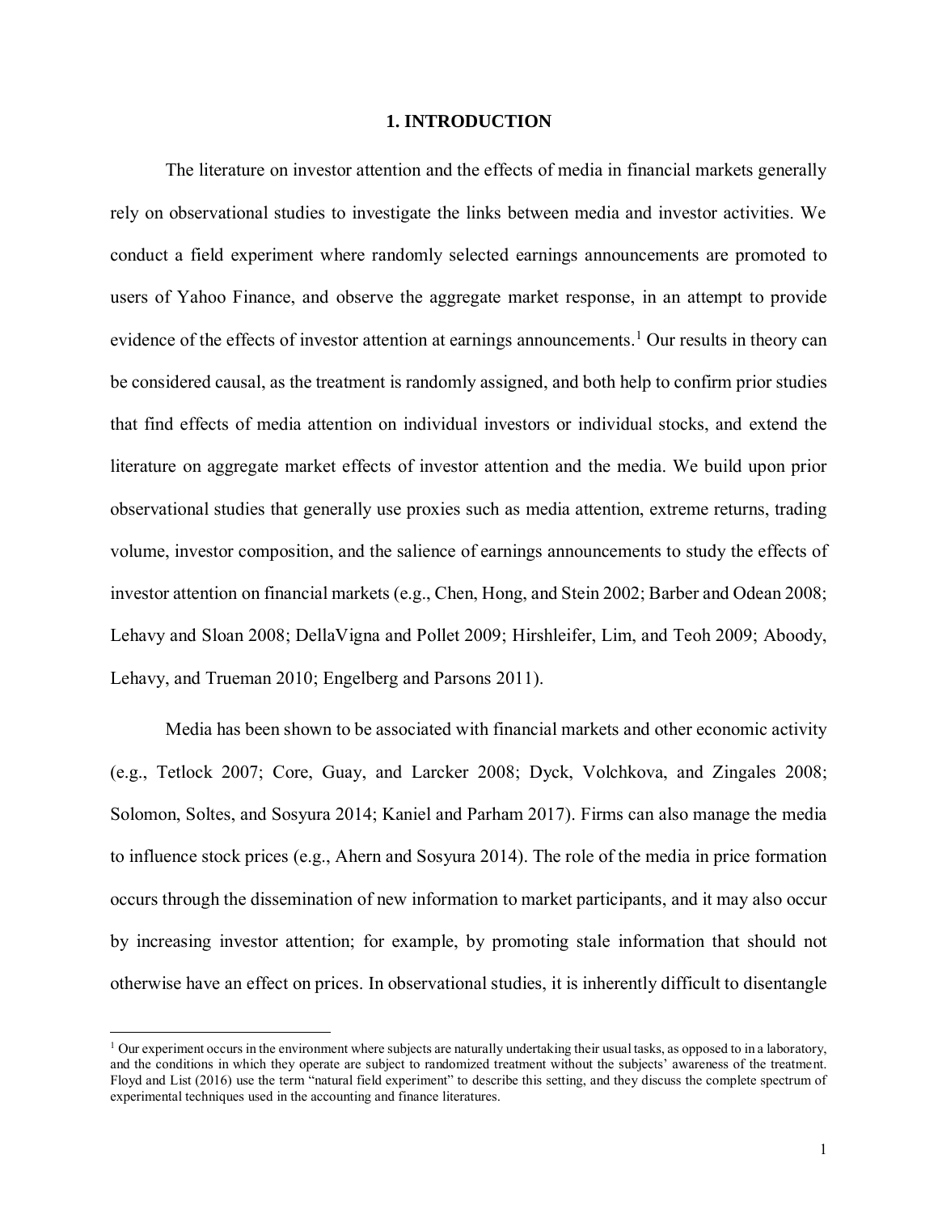# 1. INTRODUCTION

The literature on investor attention and the effects of media in financial markets generally rely on observational studies to investigate the links between media and investor activities. We conduct a field experiment where randomly selected earnings announcements are promoted to users of Yahoo Finance, and observe the aggregate market response, in an attempt to provide evidence of the effects of investor attention at earnings announcements.[1] Our results in theory can be considered causal, as the treatment is randomly assigned, and both help to confirm prior studies that find effects of media attention on individual investors or individual stocks, and extend the literature on aggregate market effects of investor attention and the media. We build upon prior observational studies that generally use proxies such as media attention, extreme returns, trading volume, investor composition, and the salience of earnings announcements to study the effects of investor attention on financial markets (e.g., Chen, Hong, and Stein 2002; Barber and Odean 2008; Lehavy and Sloan 2008; DellaVigna and Pollet 2009; Hirshleifer, Lim, and Teoh 2009; Aboody, Lehavy, and Trueman 2010; Engelberg and Parsons 2011).

Media has been shown to be associated with financial markets and other economic activity (e.g., Tetlock 2007; Core, Guay, and Larcker 2008; Dyck, Volchkova, and Zingales 2008; Solomon, Soltes, and Sosyura 2014; Kaniel and Parham 2017). Firms can also manage the media to influence stock prices (e.g., Ahern and Sosyura 2014). The role of the media in price formation occurs through the dissemination of new information to market participants, and it may also occur by increasing investor attention; for example, by promoting stale information that should not otherwise have an effect on prices. In observational studies, it is inherently difficult to disentangle

[1] Our experiment occurs in the environment where subjects are naturally undertaking their usual tasks, as opposed to in a laboratory, and the conditions in which they operate are subject to randomized treatment without the subjects' awareness of the treatment. Floyd and List (2016) use the term "natural field experiment" to describe this setting, and they discuss the complete spectrum of experimental techniques used in the accounting and finance literatures.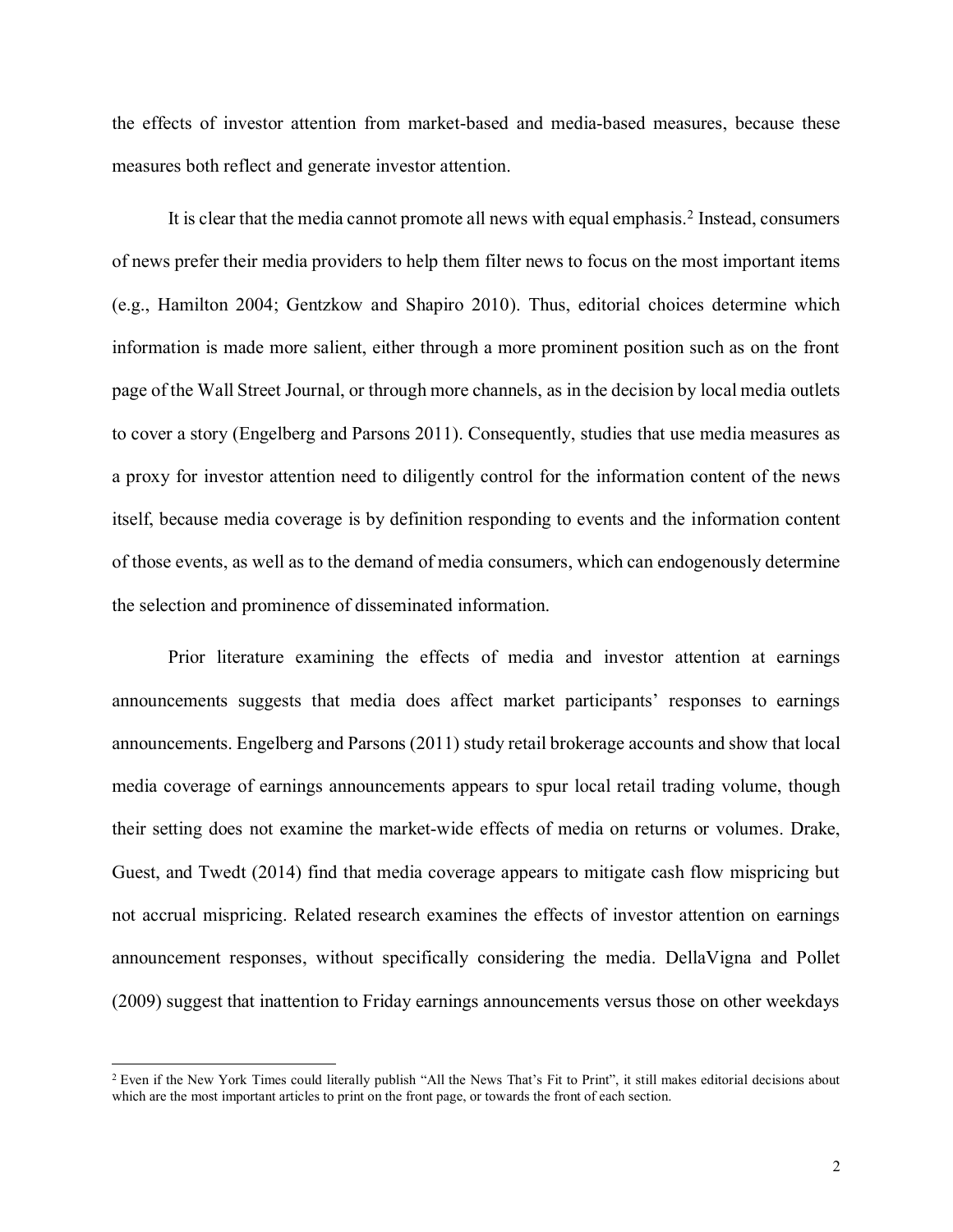the effects of investor attention from market-based and media-based measures, because these measures both reflect and generate investor attention.

It is clear that the media cannot promote all news with equal emphasis.[2] Instead, consumers of news prefer their media providers to help them filter news to focus on the most important items (e.g., Hamilton 2004; Gentzkow and Shapiro 2010). Thus, editorial choices determine which information is made more salient, either through a more prominent position such as on the front page of the Wall Street Journal, or through more channels, as in the decision by local media outlets to cover a story (Engelberg and Parsons 2011). Consequently, studies that use media measures as a proxy for investor attention need to diligently control for the information content of the news itself, because media coverage is by definition responding to events and the information content of those events, as well as to the demand of media consumers, which can endogenously determine the selection and prominence of disseminated information.

Prior literature examining the effects of media and investor attention at earnings announcements suggests that media does affect market participants' responses to earnings announcements. Engelberg and Parsons (2011) study retail brokerage accounts and show that local media coverage of earnings announcements appears to spur local retail trading volume, though their setting does not examine the market-wide effects of media on returns or volumes. Drake, Guest, and Twedt (2014) find that media coverage appears to mitigate cash flow mispricing but not accrual mispricing. Related research examines the effects of investor attention on earnings announcement responses, without specifically considering the media. DellaVigna and Pollet (2009) suggest that inattention to Friday earnings announcements versus those on other weekdays

[2] Even if the New York Times could literally publish "All the News That's Fit to Print", it still makes editorial decisions about which are the most important articles to print on the front page, or towards the front of each section.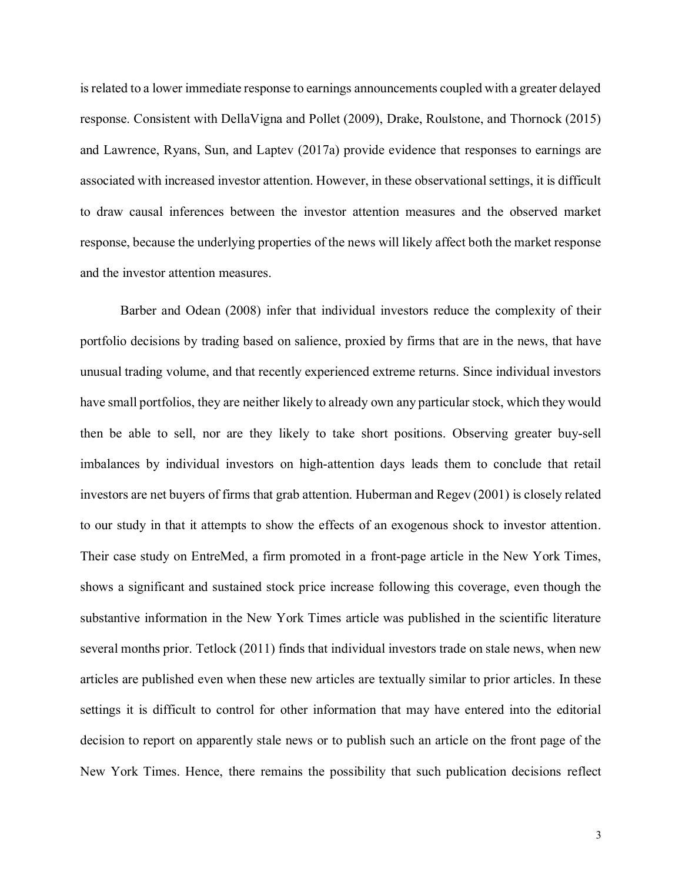is related to a lower immediate response to earnings announcements coupled with a greater delayed response. Consistent with DellaVigna and Pollet (2009), Drake, Roulstone, and Thornock (2015) and Lawrence, Ryans, Sun, and Laptev (2017a) provide evidence that responses to earnings are associated with increased investor attention. However, in these observational settings, it is difficult to draw causal inferences between the investor attention measures and the observed market response, because the underlying properties of the news will likely affect both the market response and the investor attention measures.

Barber and Odean (2008) infer that individual investors reduce the complexity of their portfolio decisions by trading based on salience, proxied by firms that are in the news, that have unusual trading volume, and that recently experienced extreme returns. Since individual investors have small portfolios, they are neither likely to already own any particular stock, which they would then be able to sell, nor are they likely to take short positions. Observing greater buy-sell imbalances by individual investors on high-attention days leads them to conclude that retail investors are net buyers of firms that grab attention. Huberman and Regev (2001) is closely related to our study in that it attempts to show the effects of an exogenous shock to investor attention. Their case study on EntreMed, a firm promoted in a front-page article in the New York Times, shows a significant and sustained stock price increase following this coverage, even though the substantive information in the New York Times article was published in the scientific literature several months prior. Tetlock (2011) finds that individual investors trade on stale news, when new articles are published even when these new articles are textually similar to prior articles. In these settings it is difficult to control for other information that may have entered into the editorial decision to report on apparently stale news or to publish such an article on the front page of the New York Times. Hence, there remains the possibility that such publication decisions reflect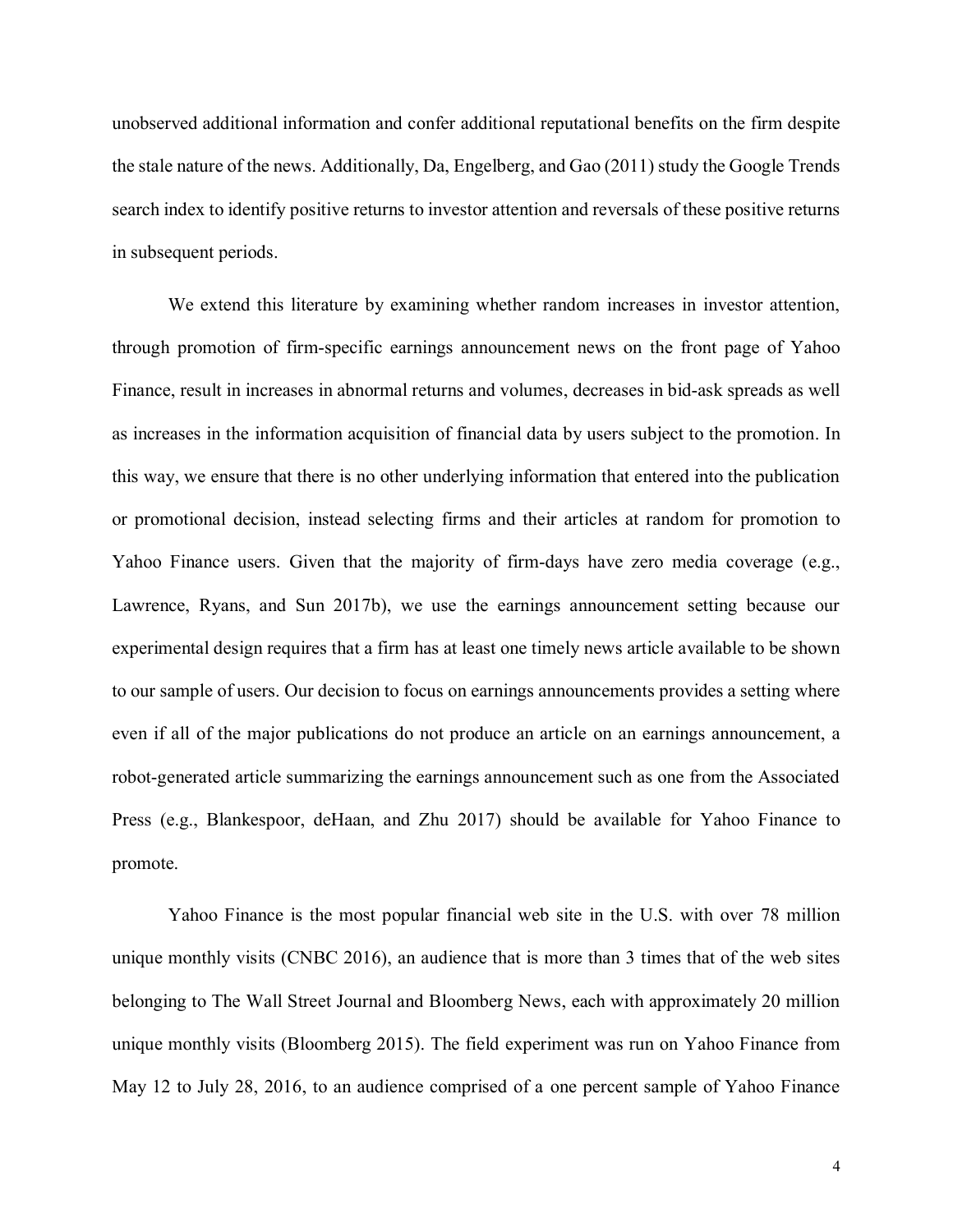unobserved additional information and confer additional reputational benefits on the firm despite the stale nature of the news. Additionally, Da, Engelberg, and Gao (2011) study the Google Trends search index to identify positive returns to investor attention and reversals of these positive returns in subsequent periods.

We extend this literature by examining whether random increases in investor attention, through promotion of firm-specific earnings announcement news on the front page of Yahoo Finance, result in increases in abnormal returns and volumes, decreases in bid-ask spreads as well as increases in the information acquisition of financial data by users subject to the promotion. In this way, we ensure that there is no other underlying information that entered into the publication or promotional decision, instead selecting firms and their articles at random for promotion to Yahoo Finance users. Given that the majority of firm-days have zero media coverage (e.g., Lawrence, Ryans, and Sun 2017b), we use the earnings announcement setting because our experimental design requires that a firm has at least one timely news article available to be shown to our sample of users. Our decision to focus on earnings announcements provides a setting where even if all of the major publications do not produce an article on an earnings announcement, a robot-generated article summarizing the earnings announcement such as one from the Associated Press (e.g., Blankespoor, deHaan, and Zhu 2017) should be available for Yahoo Finance to promote.

Yahoo Finance is the most popular financial web site in the U.S. with over 78 million unique monthly visits (CNBC 2016), an audience that is more than 3 times that of the web sites belonging to The Wall Street Journal and Bloomberg News, each with approximately 20 million unique monthly visits (Bloomberg 2015). The field experiment was run on Yahoo Finance from May 12 to July 28, 2016, to an audience comprised of a one percent sample of Yahoo Finance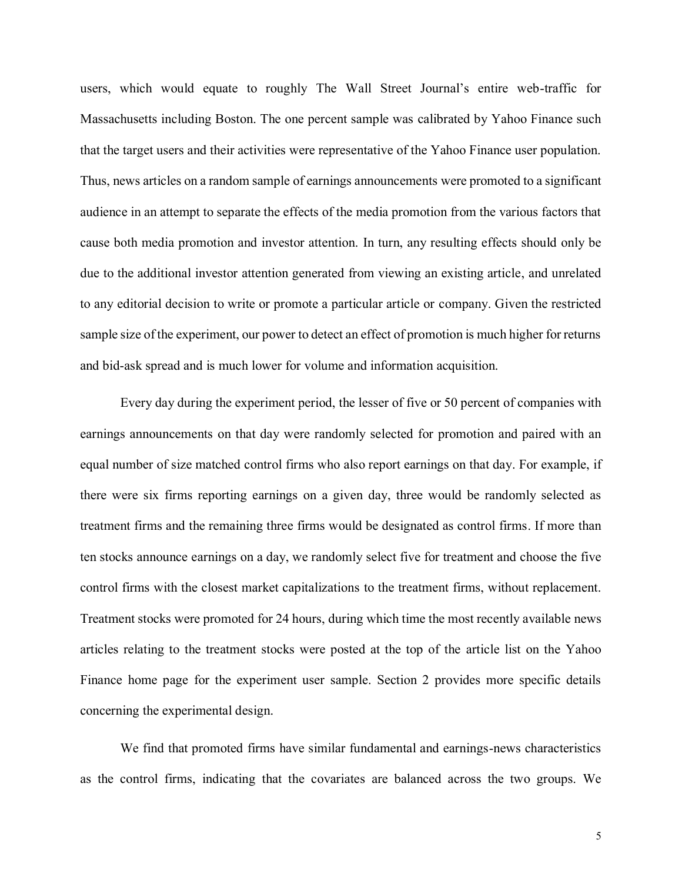users, which would equate to roughly The Wall Street Journal's entire web-traffic for Massachusetts including Boston. The one percent sample was calibrated by Yahoo Finance such that the target users and their activities were representative of the Yahoo Finance user population. Thus, news articles on a random sample of earnings announcements were promoted to a significant audience in an attempt to separate the effects of the media promotion from the various factors that cause both media promotion and investor attention. In turn, any resulting effects should only be due to the additional investor attention generated from viewing an existing article, and unrelated to any editorial decision to write or promote a particular article or company. Given the restricted sample size of the experiment, our power to detect an effect of promotion is much higher for returns and bid-ask spread and is much lower for volume and information acquisition.

Every day during the experiment period, the lesser of five or 50 percent of companies with earnings announcements on that day were randomly selected for promotion and paired with an equal number of size matched control firms who also report earnings on that day. For example, if there were six firms reporting earnings on a given day, three would be randomly selected as treatment firms and the remaining three firms would be designated as control firms. If more than ten stocks announce earnings on a day, we randomly select five for treatment and choose the five control firms with the closest market capitalizations to the treatment firms, without replacement. Treatment stocks were promoted for 24 hours, during which time the most recently available news articles relating to the treatment stocks were posted at the top of the article list on the Yahoo Finance home page for the experiment user sample. Section 2 provides more specific details concerning the experimental design.

We find that promoted firms have similar fundamental and earnings-news characteristics as the control firms, indicating that the covariates are balanced across the two groups. We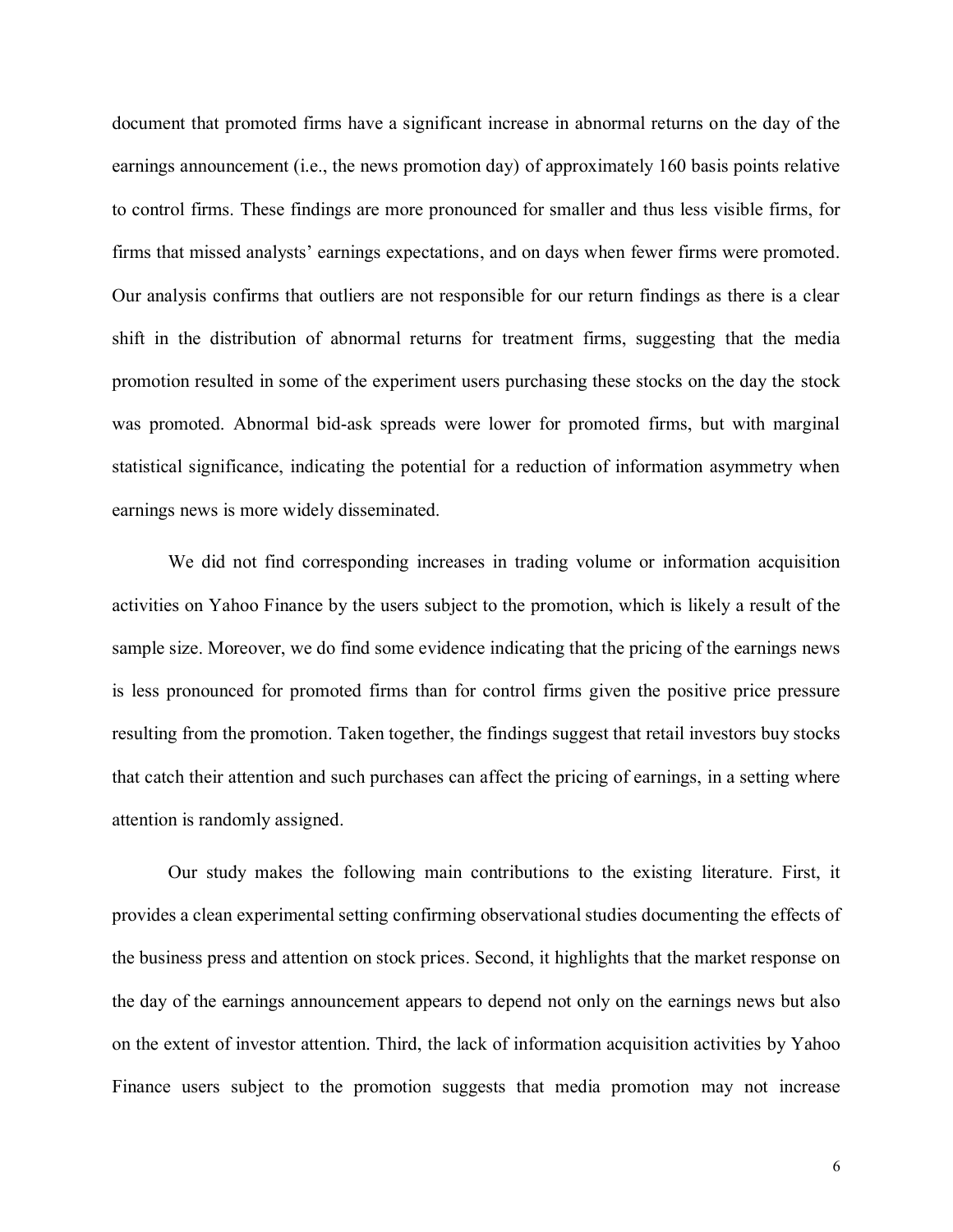document that promoted firms have a significant increase in abnormal returns on the day of the earnings announcement (i.e., the news promotion day) of approximately 160 basis points relative to control firms. These findings are more pronounced for smaller and thus less visible firms, for firms that missed analysts' earnings expectations, and on days when fewer firms were promoted. Our analysis confirms that outliers are not responsible for our return findings as there is a clear shift in the distribution of abnormal returns for treatment firms, suggesting that the media promotion resulted in some of the experiment users purchasing these stocks on the day the stock was promoted. Abnormal bid-ask spreads were lower for promoted firms, but with marginal statistical significance, indicating the potential for a reduction of information asymmetry when earnings news is more widely disseminated.

We did not find corresponding increases in trading volume or information acquisition activities on Yahoo Finance by the users subject to the promotion, which is likely a result of the sample size. Moreover, we do find some evidence indicating that the pricing of the earnings news is less pronounced for promoted firms than for control firms given the positive price pressure resulting from the promotion. Taken together, the findings suggest that retail investors buy stocks that catch their attention and such purchases can affect the pricing of earnings, in a setting where attention is randomly assigned.

Our study makes the following main contributions to the existing literature. First, it provides a clean experimental setting confirming observational studies documenting the effects of the business press and attention on stock prices. Second, it highlights that the market response on the day of the earnings announcement appears to depend not only on the earnings news but also on the extent of investor attention. Third, the lack of information acquisition activities by Yahoo Finance users subject to the promotion suggests that media promotion may not increase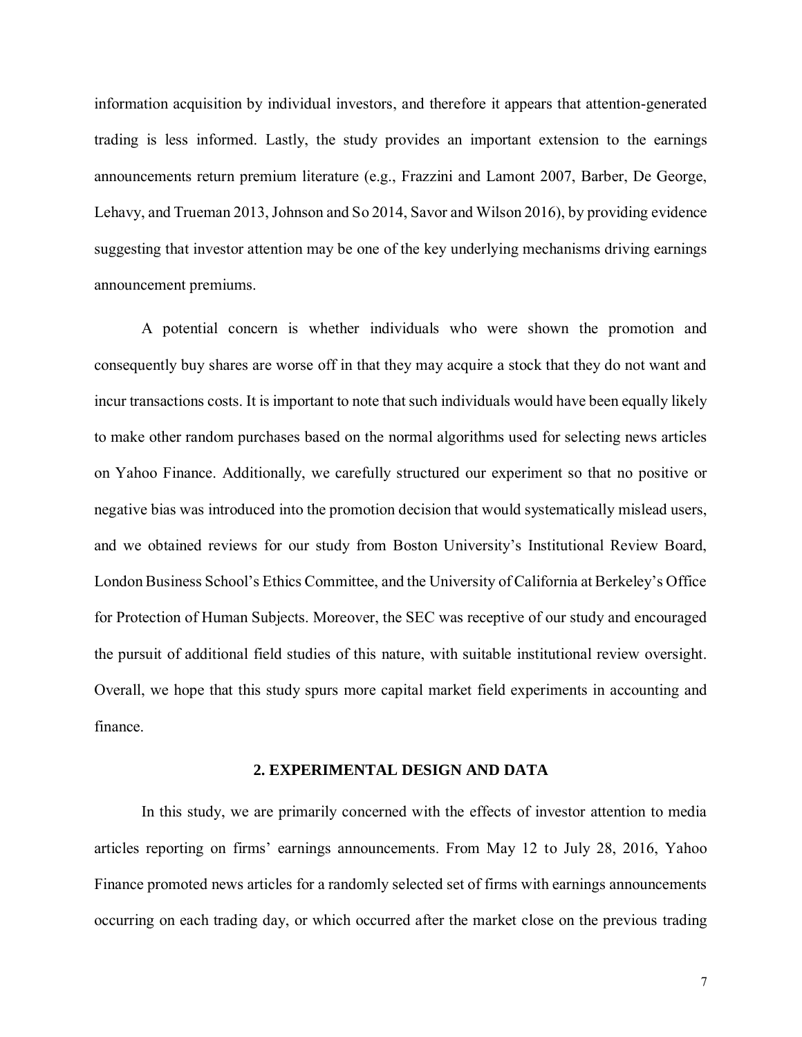information acquisition by individual investors, and therefore it appears that attention-generated trading is less informed. Lastly, the study provides an important extension to the earnings announcements return premium literature (e.g., Frazzini and Lamont 2007, Barber, De George, Lehavy, and Trueman 2013, Johnson and So 2014, Savor and Wilson 2016), by providing evidence suggesting that investor attention may be one of the key underlying mechanisms driving earnings announcement premiums.

A potential concern is whether individuals who were shown the promotion and consequently buy shares are worse off in that they may acquire a stock that they do not want and incur transactions costs. It is important to note that such individuals would have been equally likely to make other random purchases based on the normal algorithms used for selecting news articles on Yahoo Finance. Additionally, we carefully structured our experiment so that no positive or negative bias was introduced into the promotion decision that would systematically mislead users, and we obtained reviews for our study from Boston University's Institutional Review Board, London Business School's Ethics Committee, and the University of California at Berkeley's Office for Protection of Human Subjects. Moreover, the SEC was receptive of our study and encouraged the pursuit of additional field studies of this nature, with suitable institutional review oversight. Overall, we hope that this study spurs more capital market field experiments in accounting and finance.

## 2. EXPERIMENTAL DESIGN AND DATA

In this study, we are primarily concerned with the effects of investor attention to media articles reporting on firms' earnings announcements. From May 12 to July 28, 2016, Yahoo Finance promoted news articles for a randomly selected set of firms with earnings announcements occurring on each trading day, or which occurred after the market close on the previous trading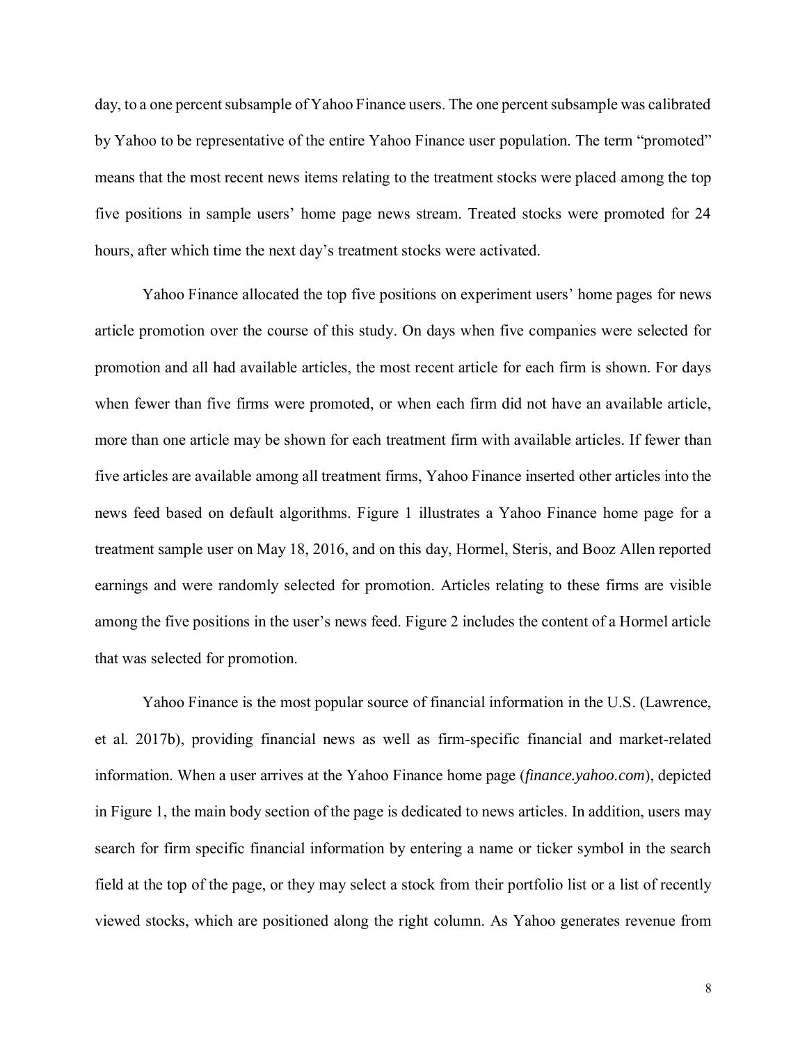day, to a one percent subsample of Yahoo Finance users. The one percent subsample was calibrated by Yahoo to be representative of the entire Yahoo Finance user population. The term "promoted" means that the most recent news items relating to the treatment stocks were placed among the top five positions in sample users' home page news stream. Treated stocks were promoted for 24 hours, after which time the next day's treatment stocks were activated.

Yahoo Finance allocated the top five positions on experiment users' home pages for news article promotion over the course of this study. On days when five companies were selected for promotion and all had available articles, the most recent article for each firm is shown. For days when fewer than five firms were promoted, or when each firm did not have an available article, more than one article may be shown for each treatment firm with available articles. If fewer than five articles are available among all treatment firms, Yahoo Finance inserted other articles into the news feed based on default algorithms. Figure 1 illustrates a Yahoo Finance home page for a treatment sample user on May 18, 2016, and on this day, Hormel, Steris, and Booz Allen reported earnings and were randomly selected for promotion. Articles relating to these firms are visible among the five positions in the user's news feed. Figure 2 includes the content of a Hormel article that was selected for promotion.

Yahoo Finance is the most popular source of financial information in the U.S. (Lawrence, et al. 2017b), providing financial news as well as firm-specific financial and market-related information. When a user arrives at the Yahoo Finance home page (*finance.yahoo.com*), depicted in Figure 1, the main body section of the page is dedicated to news articles. In addition, users may search for firm specific financial information by entering a name or ticker symbol in the search field at the top of the page, or they may select a stock from their portfolio list or a list of recently viewed stocks, which are positioned along the right column. As Yahoo generates revenue from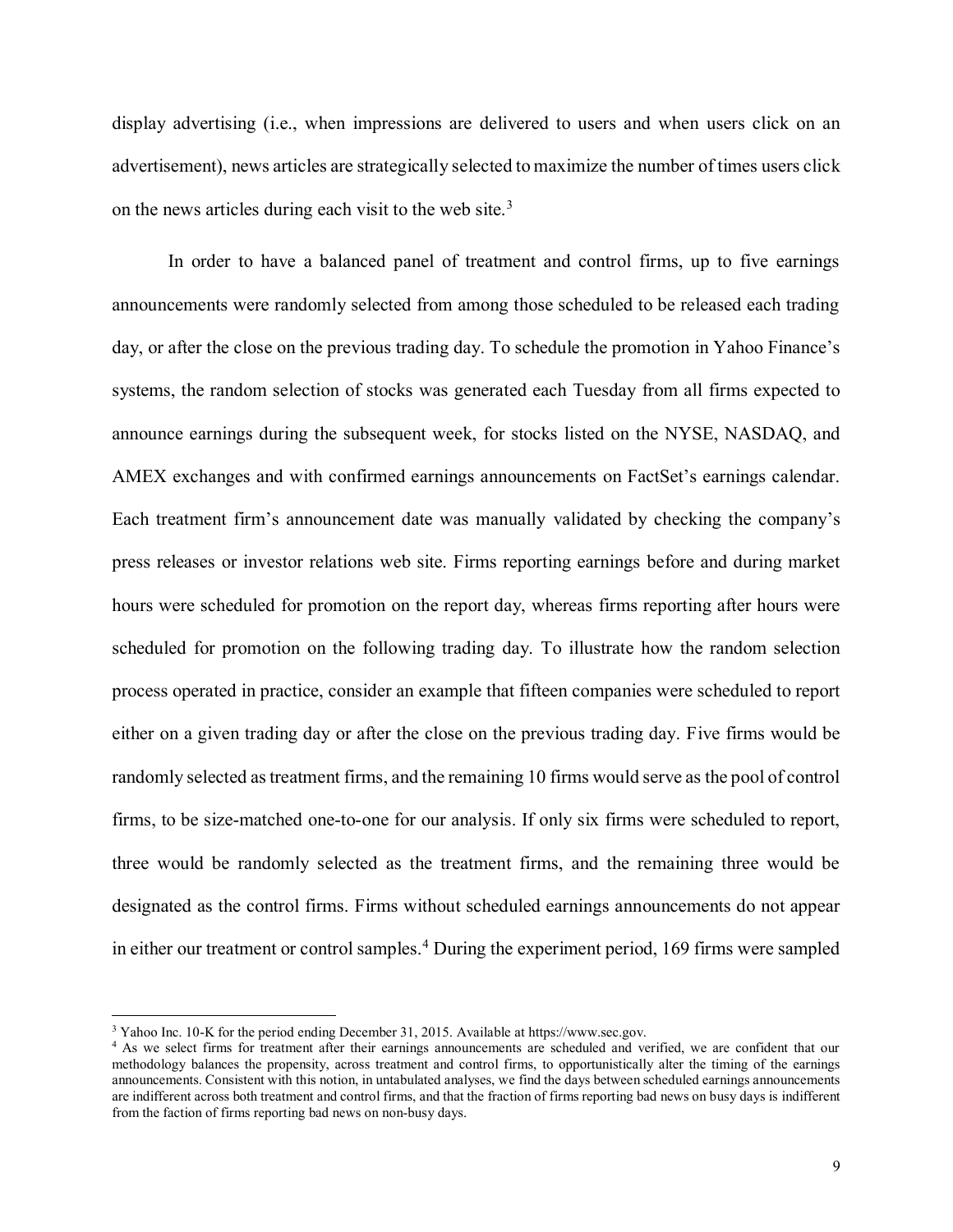display advertising (i.e., when impressions are delivered to users and when users click on an advertisement), news articles are strategically selected to maximize the number of times users click on the news articles during each visit to the web site.[3]

In order to have a balanced panel of treatment and control firms, up to five earnings announcements were randomly selected from among those scheduled to be released each trading day, or after the close on the previous trading day. To schedule the promotion in Yahoo Finance's systems, the random selection of stocks was generated each Tuesday from all firms expected to announce earnings during the subsequent week, for stocks listed on the NYSE, NASDAQ, and AMEX exchanges and with confirmed earnings announcements on FactSet's earnings calendar. Each treatment firm's announcement date was manually validated by checking the company's press releases or investor relations web site. Firms reporting earnings before and during market hours were scheduled for promotion on the report day, whereas firms reporting after hours were scheduled for promotion on the following trading day. To illustrate how the random selection process operated in practice, consider an example that fifteen companies were scheduled to report either on a given trading day or after the close on the previous trading day. Five firms would be randomly selected as treatment firms, and the remaining 10 firms would serve as the pool of control firms, to be size-matched one-to-one for our analysis. If only six firms were scheduled to report, three would be randomly selected as the treatment firms, and the remaining three would be designated as the control firms. Firms without scheduled earnings announcements do not appear in either our treatment or control samples.[4] During the experiment period, 169 firms were sampled

---

[3] Yahoo Inc. 10-K for the period ending December 31, 2015. Available at https://www.sec.gov.

[4] As we select firms for treatment after their earnings announcements are scheduled and verified, we are confident that our methodology balances the propensity, across treatment and control firms, to opportunistically alter the timing of the earnings announcements. Consistent with this notion, in untabulated analyses, we find the days between scheduled earnings announcements are indifferent across both treatment and control firms, and that the fraction of firms reporting bad news on busy days is indifferent from the faction of firms reporting bad news on non-busy days.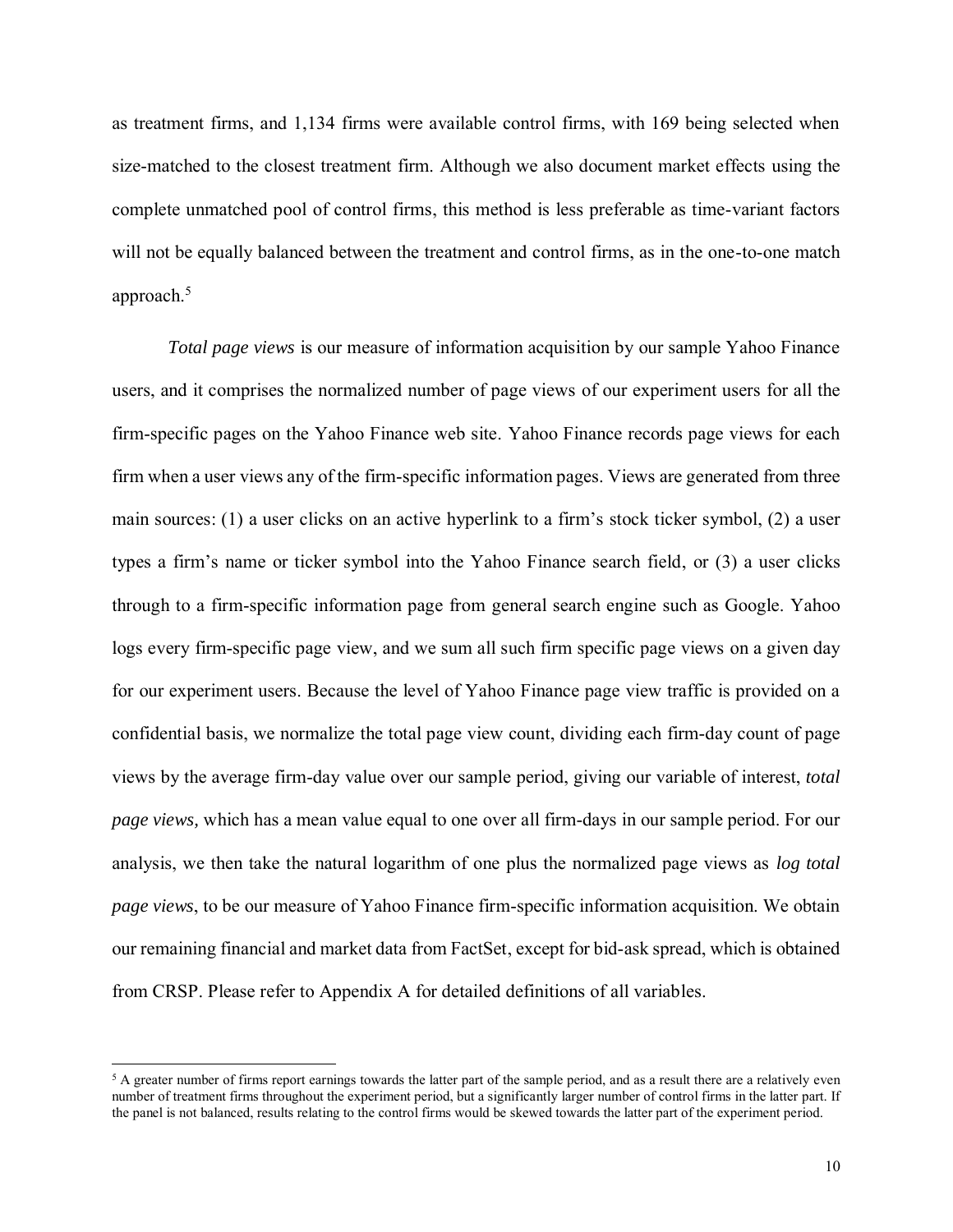as treatment firms, and 1,134 firms were available control firms, with 169 being selected when size-matched to the closest treatment firm. Although we also document market effects using the complete unmatched pool of control firms, this method is less preferable as time-variant factors will not be equally balanced between the treatment and control firms, as in the one-to-one match approach.[5]

*Total page views* is our measure of information acquisition by our sample Yahoo Finance users, and it comprises the normalized number of page views of our experiment users for all the firm-specific pages on the Yahoo Finance web site. Yahoo Finance records page views for each firm when a user views any of the firm-specific information pages. Views are generated from three main sources: (1) a user clicks on an active hyperlink to a firm's stock ticker symbol, (2) a user types a firm's name or ticker symbol into the Yahoo Finance search field, or (3) a user clicks through to a firm-specific information page from general search engine such as Google. Yahoo logs every firm-specific page view, and we sum all such firm specific page views on a given day for our experiment users. Because the level of Yahoo Finance page view traffic is provided on a confidential basis, we normalize the total page view count, dividing each firm-day count of page views by the average firm-day value over our sample period, giving our variable of interest, *total page views,* which has a mean value equal to one over all firm-days in our sample period. For our analysis, we then take the natural logarithm of one plus the normalized page views as *log total page views*, to be our measure of Yahoo Finance firm-specific information acquisition. We obtain our remaining financial and market data from FactSet, except for bid-ask spread, which is obtained from CRSP. Please refer to Appendix A for detailed definitions of all variables.

[5] A greater number of firms report earnings towards the latter part of the sample period, and as a result there are a relatively even number of treatment firms throughout the experiment period, but a significantly larger number of control firms in the latter part. If the panel is not balanced, results relating to the control firms would be skewed towards the latter part of the experiment period.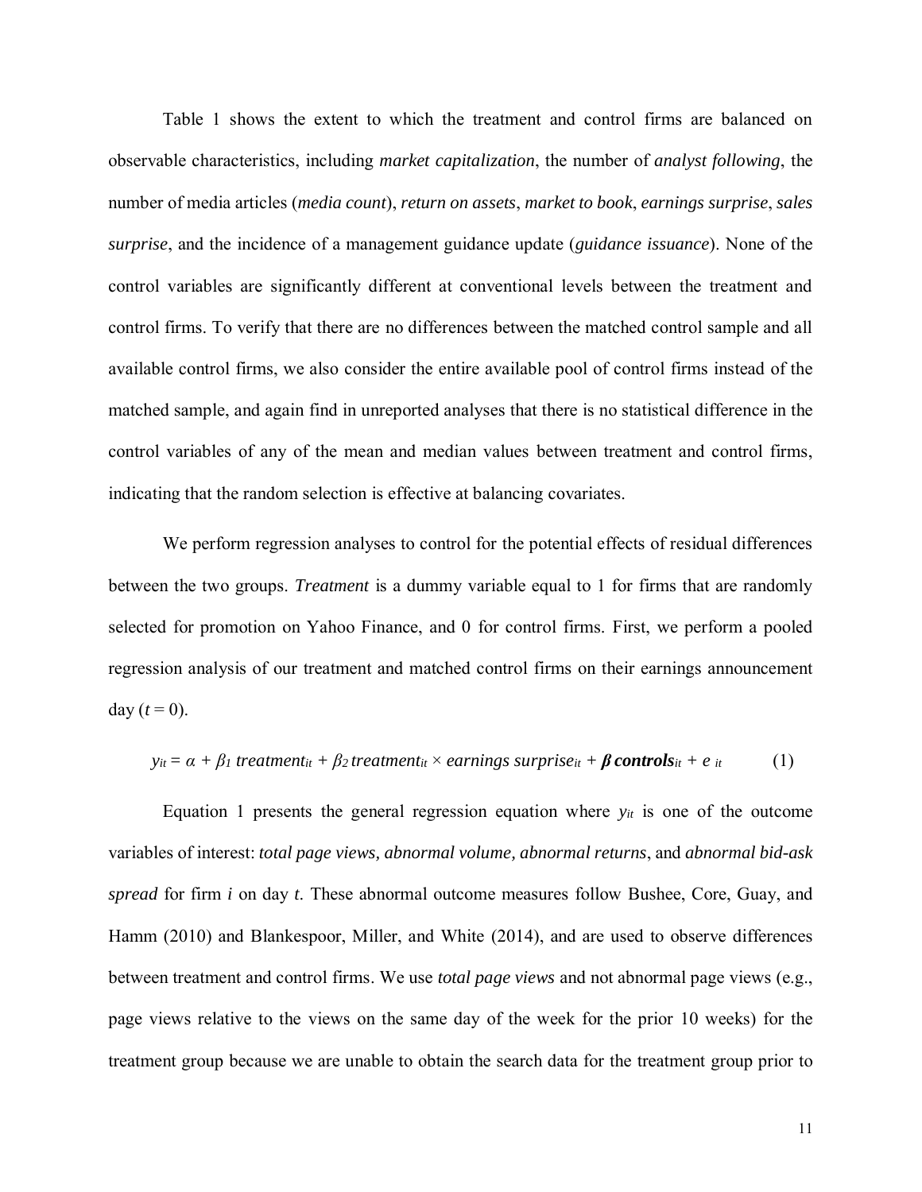Table 1 shows the extent to which the treatment and control firms are balanced on observable characteristics, including *market capitalization*, the number of *analyst following*, the number of media articles (*media count*), *return on assets*, *market to book*, *earnings surprise*, *sales surprise*, and the incidence of a management guidance update (*guidance issuance*). None of the control variables are significantly different at conventional levels between the treatment and control firms. To verify that there are no differences between the matched control sample and all available control firms, we also consider the entire available pool of control firms instead of the matched sample, and again find in unreported analyses that there is no statistical difference in the control variables of any of the mean and median values between treatment and control firms, indicating that the random selection is effective at balancing covariates.

We perform regression analyses to control for the potential effects of residual differences between the two groups. *Treatment* is a dummy variable equal to 1 for firms that are randomly selected for promotion on Yahoo Finance, and 0 for control firms. First, we perform a pooled regression analysis of our treatment and matched control firms on their earnings announcement day ($t = 0$).

$$y_{it} = \alpha + \beta_1 \, treatment_{it} + \beta_2 \, treatment_{it} \times earnings\ surprise_{it} + \boldsymbol{\beta} \, \boldsymbol{controls}_{it} + e_{it} \qquad (1)$$

Equation 1 presents the general regression equation where $y_{it}$ is one of the outcome variables of interest: *total page views, abnormal volume, abnormal returns*, and *abnormal bid-ask spread* for firm *i* on day *t*. These abnormal outcome measures follow Bushee, Core, Guay, and Hamm (2010) and Blankespoor, Miller, and White (2014), and are used to observe differences between treatment and control firms. We use *total page views* and not abnormal page views (e.g., page views relative to the views on the same day of the week for the prior 10 weeks) for the treatment group because we are unable to obtain the search data for the treatment group prior to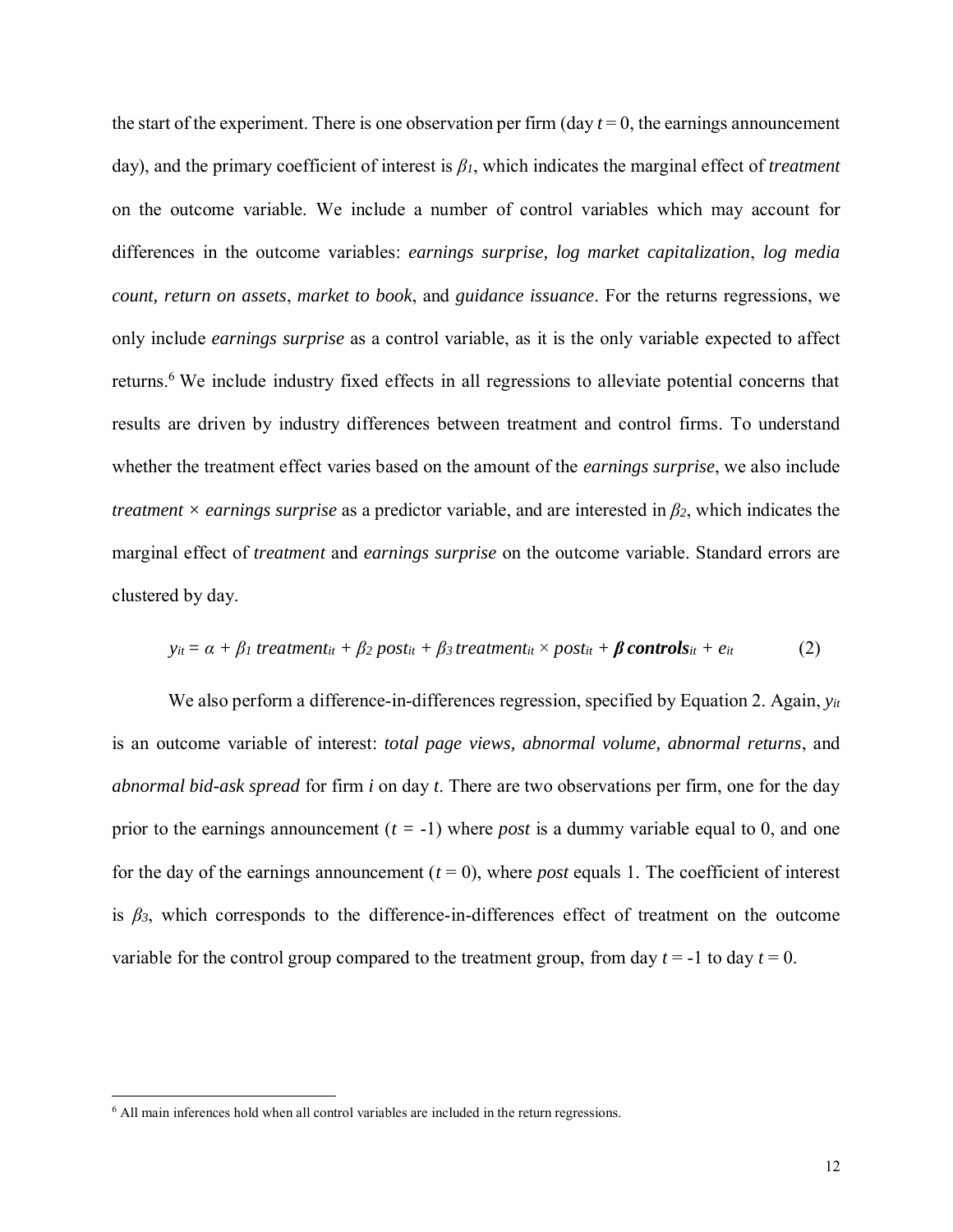the start of the experiment. There is one observation per firm (day $t = 0$, the earnings announcement day), and the primary coefficient of interest is $\beta_1$, which indicates the marginal effect of *treatment* on the outcome variable. We include a number of control variables which may account for differences in the outcome variables: *earnings surprise, log market capitalization*, *log media count, return on assets*, *market to book*, and *guidance issuance*. For the returns regressions, we only include *earnings surprise* as a control variable, as it is the only variable expected to affect returns.[6] We include industry fixed effects in all regressions to alleviate potential concerns that results are driven by industry differences between treatment and control firms. To understand whether the treatment effect varies based on the amount of the *earnings surprise*, we also include *treatment* × *earnings surprise* as a predictor variable, and are interested in $\beta_2$, which indicates the marginal effect of *treatment* and *earnings surprise* on the outcome variable. Standard errors are clustered by day.

$$y_{it} = \alpha + \beta_1\, treatment_{it} + \beta_2\, post_{it} + \beta_3\, treatment_{it} \times post_{it} + \boldsymbol{\beta}\, \mathbf{controls}_{it} + e_{it} \qquad (2)$$

We also perform a difference-in-differences regression, specified by Equation 2. Again, $y_{it}$ is an outcome variable of interest: *total page views, abnormal volume, abnormal returns*, and *abnormal bid-ask spread* for firm *i* on day *t*. There are two observations per firm, one for the day prior to the earnings announcement ($t$ = -1) where *post* is a dummy variable equal to 0, and one for the day of the earnings announcement ($t = 0$), where *post* equals 1. The coefficient of interest is $\beta_3$, which corresponds to the difference-in-differences effect of treatment on the outcome variable for the control group compared to the treatment group, from day $t$ = -1 to day $t = 0$.

[6] All main inferences hold when all control variables are included in the return regressions.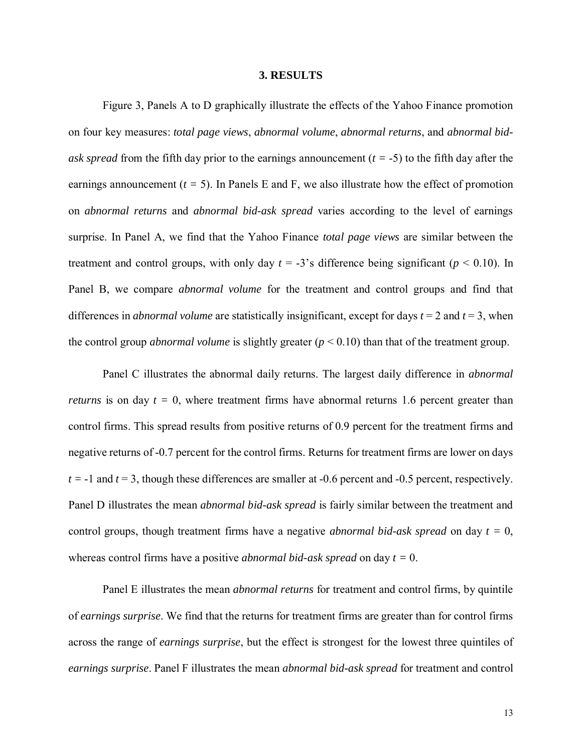## 3. RESULTS

Figure 3, Panels A to D graphically illustrate the effects of the Yahoo Finance promotion on four key measures: *total page views*, *abnormal volume*, *abnormal returns*, and *abnormal bid-ask spread* from the fifth day prior to the earnings announcement ($t$ = -5) to the fifth day after the earnings announcement ($t$ = 5). In Panels E and F, we also illustrate how the effect of promotion on *abnormal returns* and *abnormal bid-ask spread* varies according to the level of earnings surprise. In Panel A, we find that the Yahoo Finance *total page views* are similar between the treatment and control groups, with only day $t$ = -3's difference being significant ($p < 0.10$). In Panel B, we compare *abnormal volume* for the treatment and control groups and find that differences in *abnormal volume* are statistically insignificant, except for days $t$ = 2 and $t$ = 3, when the control group *abnormal volume* is slightly greater ($p < 0.10$) than that of the treatment group.

Panel C illustrates the abnormal daily returns. The largest daily difference in *abnormal returns* is on day $t$ = 0, where treatment firms have abnormal returns 1.6 percent greater than control firms. This spread results from positive returns of 0.9 percent for the treatment firms and negative returns of -0.7 percent for the control firms. Returns for treatment firms are lower on days $t$ = -1 and $t$ = 3, though these differences are smaller at -0.6 percent and -0.5 percent, respectively. Panel D illustrates the mean *abnormal bid-ask spread* is fairly similar between the treatment and control groups, though treatment firms have a negative *abnormal bid-ask spread* on day $t$ = 0, whereas control firms have a positive *abnormal bid-ask spread* on day $t$ = 0.

Panel E illustrates the mean *abnormal returns* for treatment and control firms, by quintile of *earnings surprise*. We find that the returns for treatment firms are greater than for control firms across the range of *earnings surprise*, but the effect is strongest for the lowest three quintiles of *earnings surprise*. Panel F illustrates the mean *abnormal bid-ask spread* for treatment and control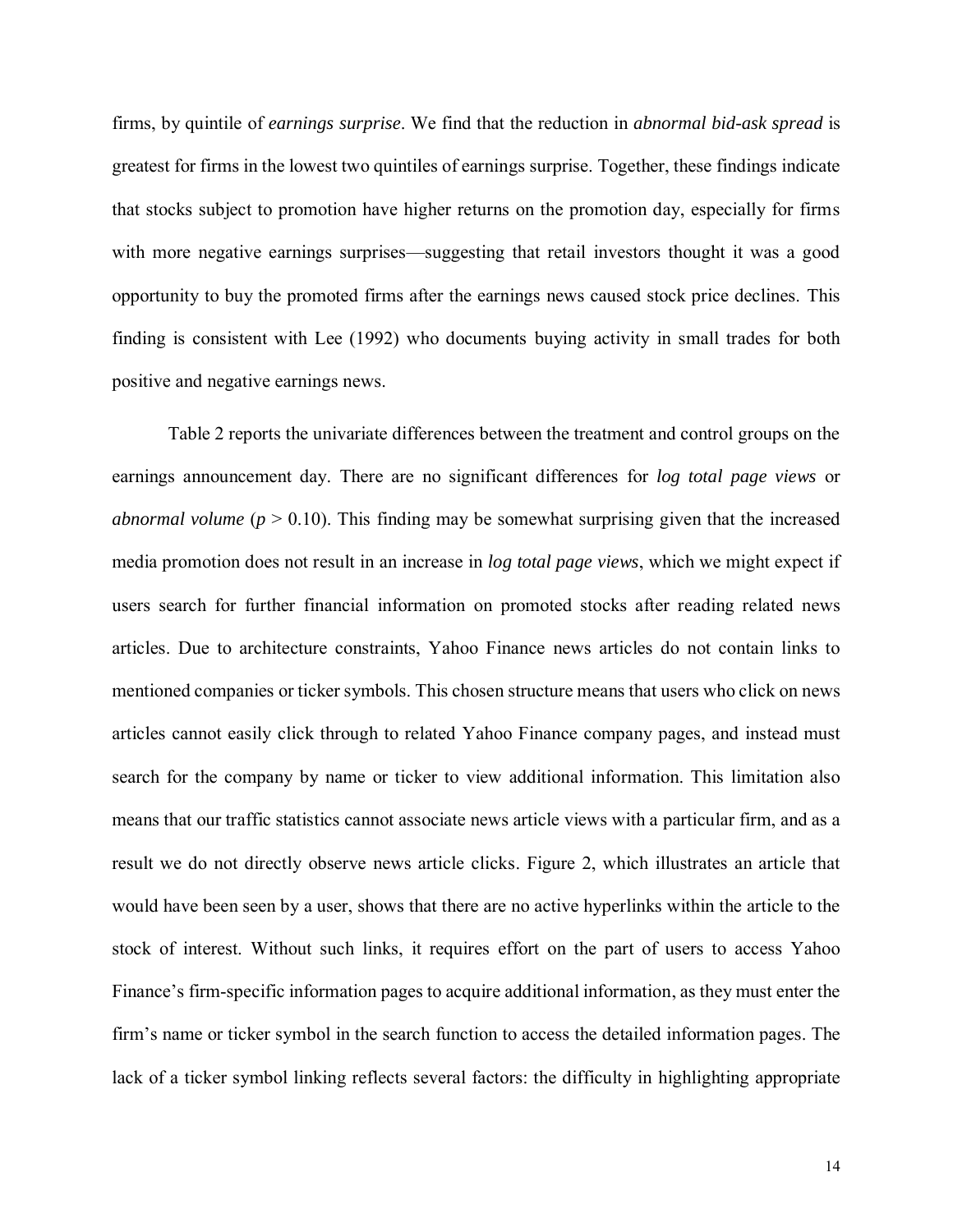firms, by quintile of *earnings surprise*. We find that the reduction in *abnormal bid-ask spread* is greatest for firms in the lowest two quintiles of earnings surprise. Together, these findings indicate that stocks subject to promotion have higher returns on the promotion day, especially for firms with more negative earnings surprises—suggesting that retail investors thought it was a good opportunity to buy the promoted firms after the earnings news caused stock price declines. This finding is consistent with Lee (1992) who documents buying activity in small trades for both positive and negative earnings news.

Table 2 reports the univariate differences between the treatment and control groups on the earnings announcement day. There are no significant differences for *log total page views* or *abnormal volume* ($p > 0.10$). This finding may be somewhat surprising given that the increased media promotion does not result in an increase in *log total page views*, which we might expect if users search for further financial information on promoted stocks after reading related news articles. Due to architecture constraints, Yahoo Finance news articles do not contain links to mentioned companies or ticker symbols. This chosen structure means that users who click on news articles cannot easily click through to related Yahoo Finance company pages, and instead must search for the company by name or ticker to view additional information. This limitation also means that our traffic statistics cannot associate news article views with a particular firm, and as a result we do not directly observe news article clicks. Figure 2, which illustrates an article that would have been seen by a user, shows that there are no active hyperlinks within the article to the stock of interest. Without such links, it requires effort on the part of users to access Yahoo Finance's firm-specific information pages to acquire additional information, as they must enter the firm's name or ticker symbol in the search function to access the detailed information pages. The lack of a ticker symbol linking reflects several factors: the difficulty in highlighting appropriate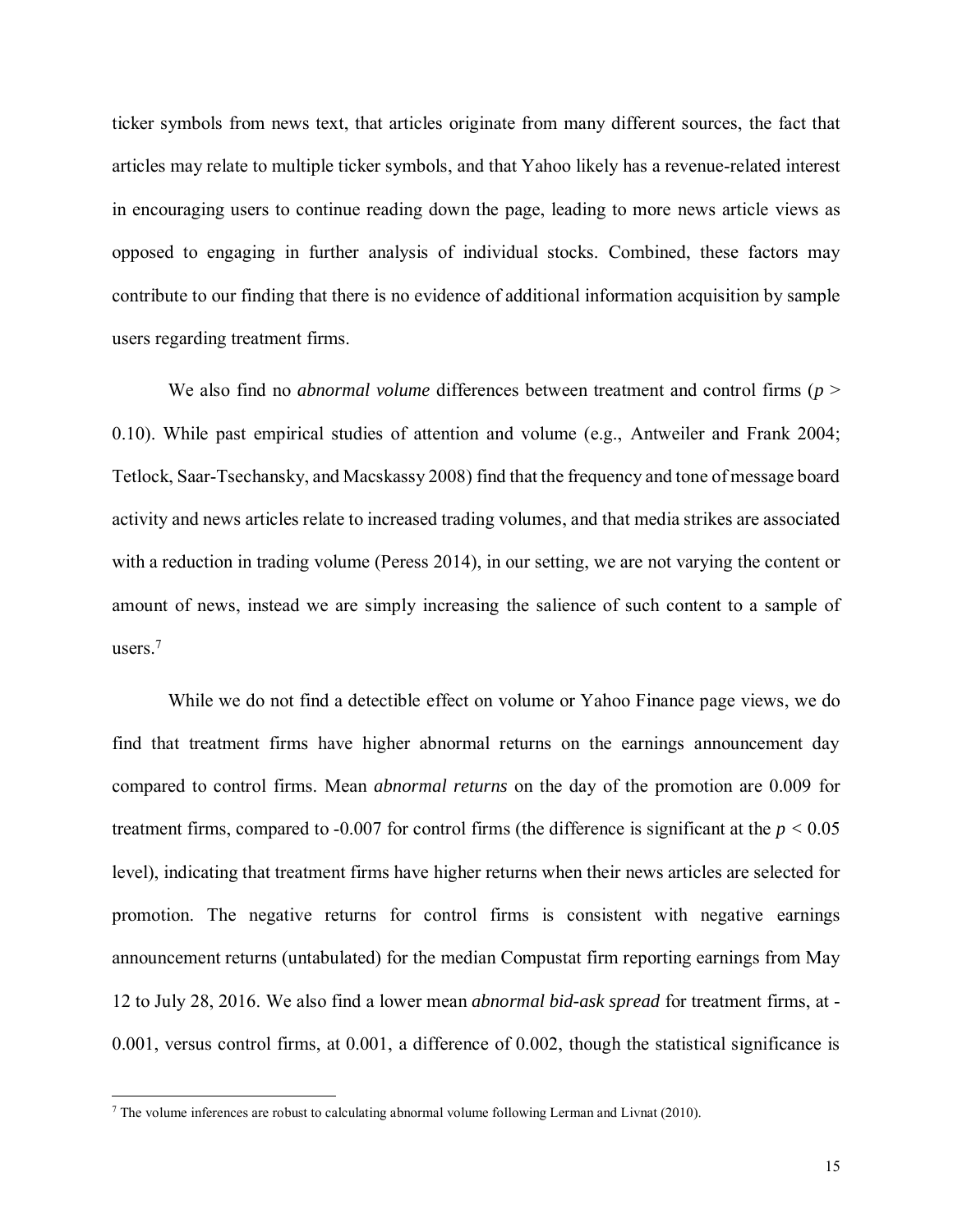ticker symbols from news text, that articles originate from many different sources, the fact that articles may relate to multiple ticker symbols, and that Yahoo likely has a revenue-related interest in encouraging users to continue reading down the page, leading to more news article views as opposed to engaging in further analysis of individual stocks. Combined, these factors may contribute to our finding that there is no evidence of additional information acquisition by sample users regarding treatment firms.

We also find no *abnormal volume* differences between treatment and control firms ($p >$ 0.10). While past empirical studies of attention and volume (e.g., Antweiler and Frank 2004; Tetlock, Saar-Tsechansky, and Macskassy 2008) find that the frequency and tone of message board activity and news articles relate to increased trading volumes, and that media strikes are associated with a reduction in trading volume (Peress 2014), in our setting, we are not varying the content or amount of news, instead we are simply increasing the salience of such content to a sample of users.[7]

While we do not find a detectible effect on volume or Yahoo Finance page views, we do find that treatment firms have higher abnormal returns on the earnings announcement day compared to control firms. Mean *abnormal returns* on the day of the promotion are 0.009 for treatment firms, compared to -0.007 for control firms (the difference is significant at the $p < 0.05$ level), indicating that treatment firms have higher returns when their news articles are selected for promotion. The negative returns for control firms is consistent with negative earnings announcement returns (untabulated) for the median Compustat firm reporting earnings from May 12 to July 28, 2016. We also find a lower mean *abnormal bid-ask spread* for treatment firms, at -0.001, versus control firms, at 0.001, a difference of 0.002, though the statistical significance is

[7] The volume inferences are robust to calculating abnormal volume following Lerman and Livnat (2010).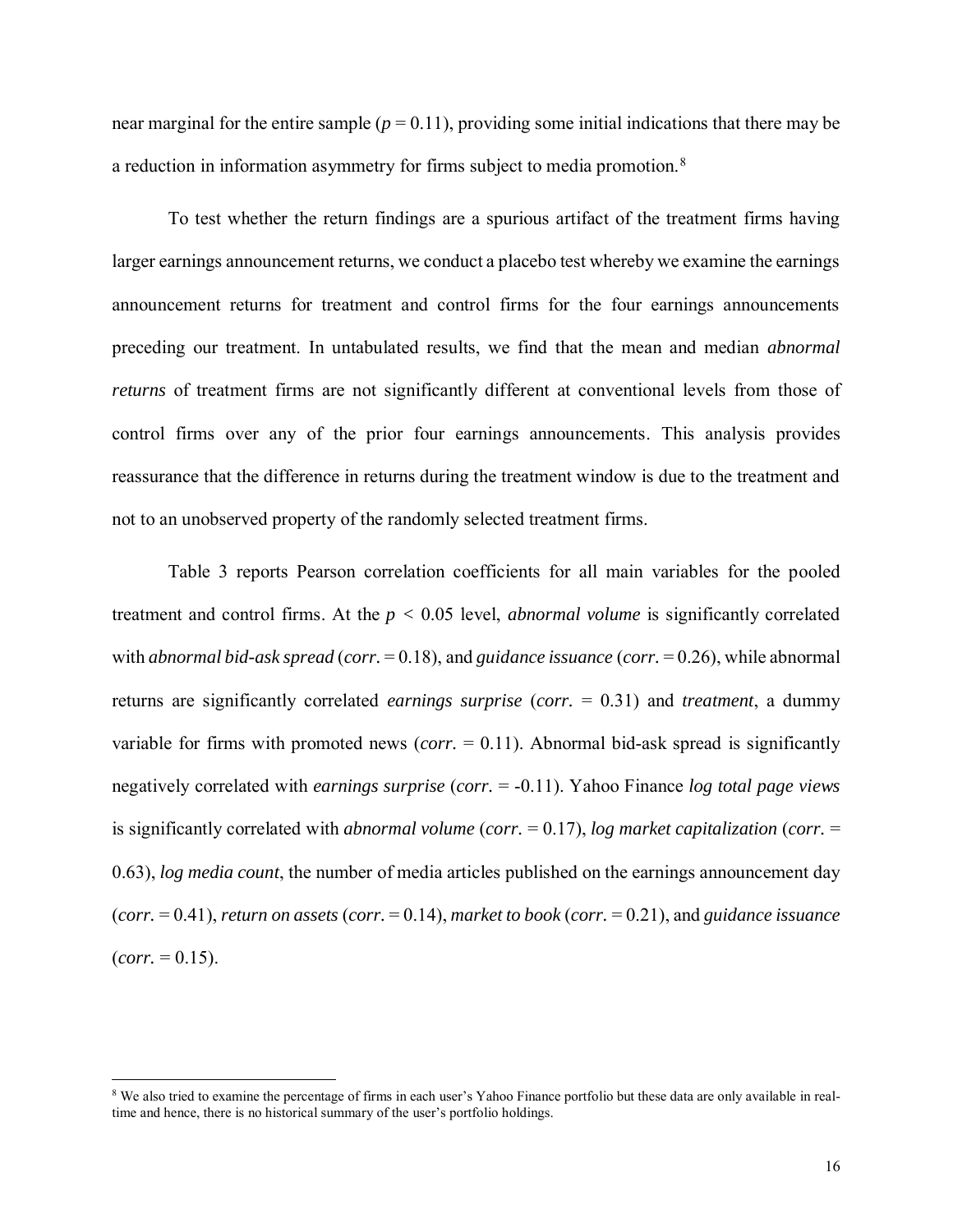near marginal for the entire sample ($p = 0.11$), providing some initial indications that there may be a reduction in information asymmetry for firms subject to media promotion.[8]

To test whether the return findings are a spurious artifact of the treatment firms having larger earnings announcement returns, we conduct a placebo test whereby we examine the earnings announcement returns for treatment and control firms for the four earnings announcements preceding our treatment. In untabulated results, we find that the mean and median *abnormal returns* of treatment firms are not significantly different at conventional levels from those of control firms over any of the prior four earnings announcements. This analysis provides reassurance that the difference in returns during the treatment window is due to the treatment and not to an unobserved property of the randomly selected treatment firms.

Table 3 reports Pearson correlation coefficients for all main variables for the pooled treatment and control firms. At the $p < 0.05$ level, *abnormal volume* is significantly correlated with *abnormal bid-ask spread* (*corr.* = 0.18), and *guidance issuance* (*corr.* = 0.26), while abnormal returns are significantly correlated *earnings surprise* (*corr.* = 0.31) and *treatment*, a dummy variable for firms with promoted news (*corr.* = 0.11). Abnormal bid-ask spread is significantly negatively correlated with *earnings surprise* (*corr.* = -0.11). Yahoo Finance *log total page views* is significantly correlated with *abnormal volume* (*corr.* = 0.17), *log market capitalization* (*corr.* = 0.63), *log media count*, the number of media articles published on the earnings announcement day (*corr.* = 0.41), *return on assets* (*corr.* = 0.14), *market to book* (*corr.* = 0.21), and *guidance issuance* (*corr.* = 0.15).

---

[8] We also tried to examine the percentage of firms in each user's Yahoo Finance portfolio but these data are only available in real-time and hence, there is no historical summary of the user's portfolio holdings.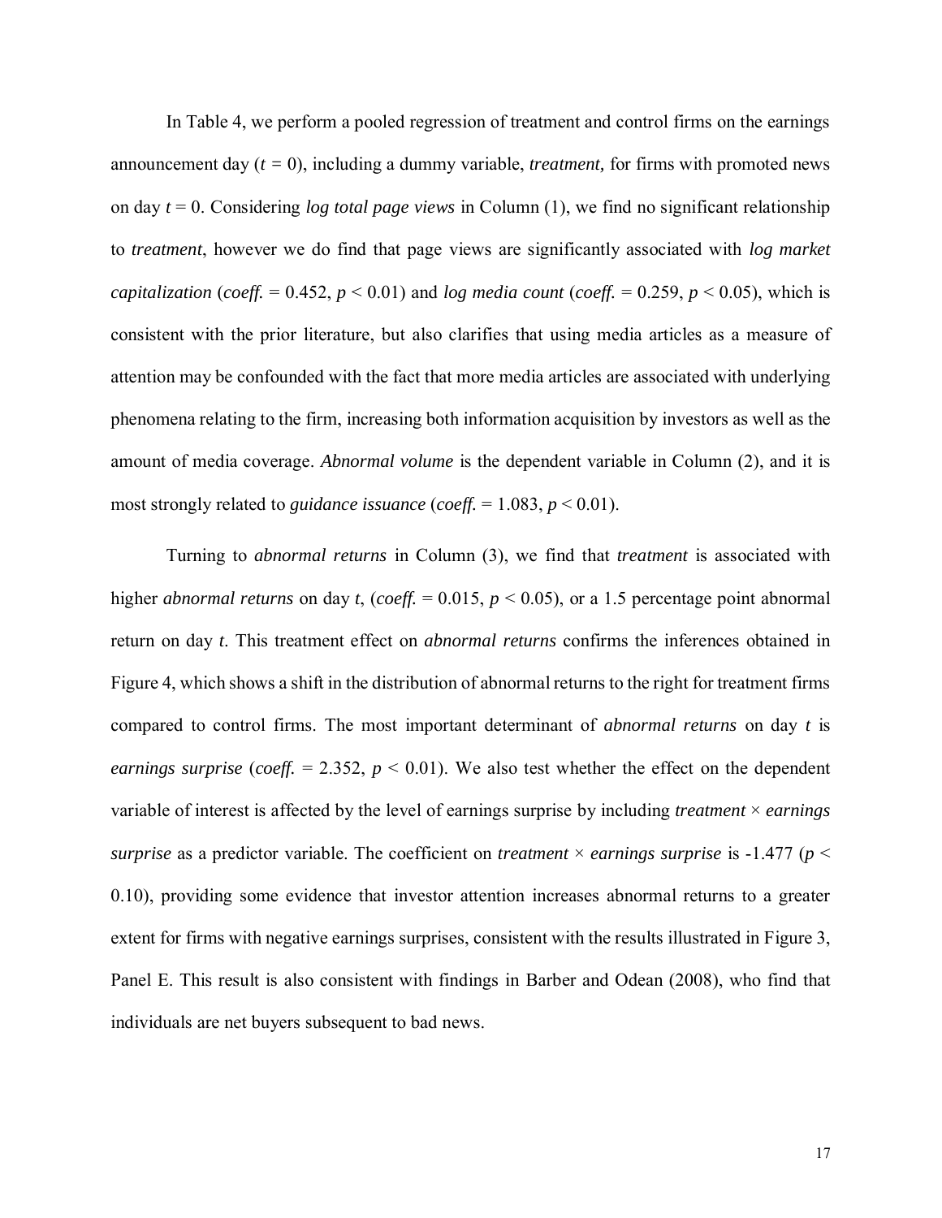In Table 4, we perform a pooled regression of treatment and control firms on the earnings announcement day ($t = 0$), including a dummy variable, *treatment,* for firms with promoted news on day $t = 0$. Considering *log total page views* in Column (1), we find no significant relationship to *treatment*, however we do find that page views are significantly associated with *log market capitalization* (*coeff.* = 0.452, $p < 0.01$) and *log media count* (*coeff.* = 0.259, $p < 0.05$), which is consistent with the prior literature, but also clarifies that using media articles as a measure of attention may be confounded with the fact that more media articles are associated with underlying phenomena relating to the firm, increasing both information acquisition by investors as well as the amount of media coverage. *Abnormal volume* is the dependent variable in Column (2), and it is most strongly related to *guidance issuance* (*coeff.* = 1.083, $p < 0.01$).

Turning to *abnormal returns* in Column (3), we find that *treatment* is associated with higher *abnormal returns* on day *t*, (*coeff.* = 0.015, $p < 0.05$), or a 1.5 percentage point abnormal return on day *t*. This treatment effect on *abnormal returns* confirms the inferences obtained in Figure 4, which shows a shift in the distribution of abnormal returns to the right for treatment firms compared to control firms. The most important determinant of *abnormal returns* on day *t* is *earnings surprise* (*coeff.* = 2.352, $p < 0.01$). We also test whether the effect on the dependent variable of interest is affected by the level of earnings surprise by including *treatment* × *earnings surprise* as a predictor variable. The coefficient on *treatment* × *earnings surprise* is -1.477 ($p < 0.10$), providing some evidence that investor attention increases abnormal returns to a greater extent for firms with negative earnings surprises, consistent with the results illustrated in Figure 3, Panel E. This result is also consistent with findings in Barber and Odean (2008), who find that individuals are net buyers subsequent to bad news.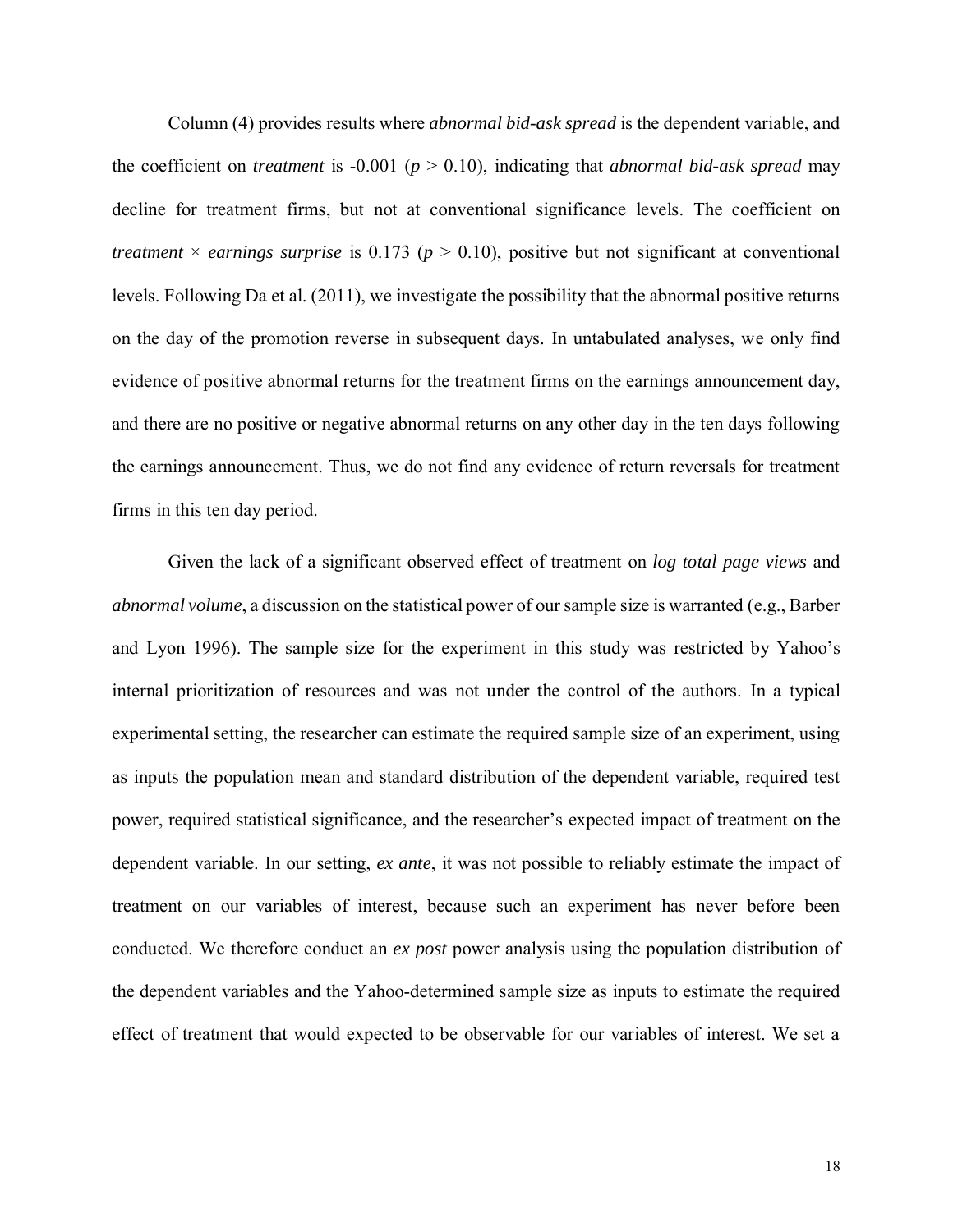Column (4) provides results where *abnormal bid-ask spread* is the dependent variable, and the coefficient on *treatment* is -0.001 ($p > 0.10$), indicating that *abnormal bid-ask spread* may decline for treatment firms, but not at conventional significance levels. The coefficient on *treatment* × *earnings surprise* is 0.173 ($p > 0.10$), positive but not significant at conventional levels. Following Da et al. (2011), we investigate the possibility that the abnormal positive returns on the day of the promotion reverse in subsequent days. In untabulated analyses, we only find evidence of positive abnormal returns for the treatment firms on the earnings announcement day, and there are no positive or negative abnormal returns on any other day in the ten days following the earnings announcement. Thus, we do not find any evidence of return reversals for treatment firms in this ten day period.

Given the lack of a significant observed effect of treatment on *log total page views* and *abnormal volume*, a discussion on the statistical power of our sample size is warranted (e.g., Barber and Lyon 1996). The sample size for the experiment in this study was restricted by Yahoo's internal prioritization of resources and was not under the control of the authors. In a typical experimental setting, the researcher can estimate the required sample size of an experiment, using as inputs the population mean and standard distribution of the dependent variable, required test power, required statistical significance, and the researcher's expected impact of treatment on the dependent variable. In our setting, *ex ante*, it was not possible to reliably estimate the impact of treatment on our variables of interest, because such an experiment has never before been conducted. We therefore conduct an *ex post* power analysis using the population distribution of the dependent variables and the Yahoo-determined sample size as inputs to estimate the required effect of treatment that would expected to be observable for our variables of interest. We set a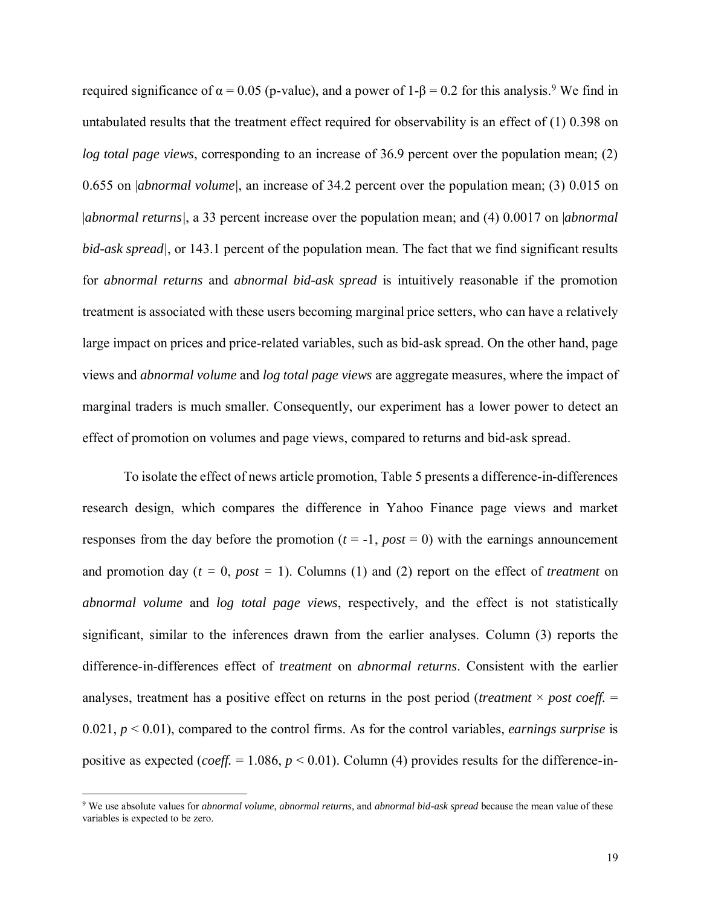required significance of $\alpha = 0.05$ (p-value), and a power of $1\text{-}\beta = 0.2$ for this analysis.[9] We find in untabulated results that the treatment effect required for observability is an effect of (1) 0.398 on *log total page views*, corresponding to an increase of 36.9 percent over the population mean; (2) 0.655 on |*abnormal volume*|, an increase of 34.2 percent over the population mean; (3) 0.015 on |*abnormal returns*|, a 33 percent increase over the population mean; and (4) 0.0017 on |*abnormal bid-ask spread*|, or 143.1 percent of the population mean. The fact that we find significant results for *abnormal returns* and *abnormal bid-ask spread* is intuitively reasonable if the promotion treatment is associated with these users becoming marginal price setters, who can have a relatively large impact on prices and price-related variables, such as bid-ask spread. On the other hand, page views and *abnormal volume* and *log total page views* are aggregate measures, where the impact of marginal traders is much smaller. Consequently, our experiment has a lower power to detect an effect of promotion on volumes and page views, compared to returns and bid-ask spread.

To isolate the effect of news article promotion, Table 5 presents a difference-in-differences research design, which compares the difference in Yahoo Finance page views and market responses from the day before the promotion ($t = -1$, $post = 0$) with the earnings announcement and promotion day ($t = 0$, $post = 1$). Columns (1) and (2) report on the effect of *treatment* on *abnormal volume* and *log total page views*, respectively, and the effect is not statistically significant, similar to the inferences drawn from the earlier analyses. Column (3) reports the difference-in-differences effect of *treatment* on *abnormal returns*. Consistent with the earlier analyses, treatment has a positive effect on returns in the post period (*treatment* × *post coeff.* = 0.021, $p < 0.01$), compared to the control firms. As for the control variables, *earnings surprise* is positive as expected (*coeff.* = 1.086, $p < 0.01$). Column (4) provides results for the difference-in-

[9] We use absolute values for *abnormal volume, abnormal returns,* and *abnormal bid-ask spread* because the mean value of these variables is expected to be zero.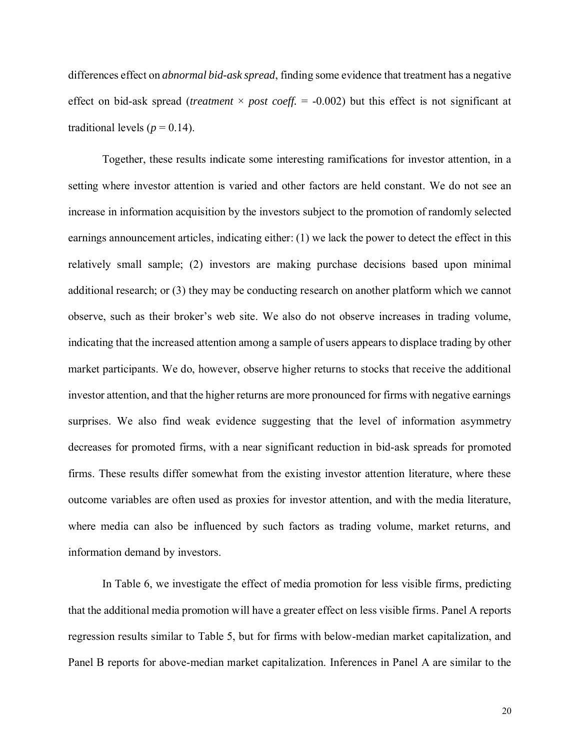differences effect on *abnormal bid-ask spread*, finding some evidence that treatment has a negative effect on bid-ask spread (*treatment* × *post coeff.* = -0.002) but this effect is not significant at traditional levels ($p = 0.14$).

Together, these results indicate some interesting ramifications for investor attention, in a setting where investor attention is varied and other factors are held constant. We do not see an increase in information acquisition by the investors subject to the promotion of randomly selected earnings announcement articles, indicating either: (1) we lack the power to detect the effect in this relatively small sample; (2) investors are making purchase decisions based upon minimal additional research; or (3) they may be conducting research on another platform which we cannot observe, such as their broker's web site. We also do not observe increases in trading volume, indicating that the increased attention among a sample of users appears to displace trading by other market participants. We do, however, observe higher returns to stocks that receive the additional investor attention, and that the higher returns are more pronounced for firms with negative earnings surprises. We also find weak evidence suggesting that the level of information asymmetry decreases for promoted firms, with a near significant reduction in bid-ask spreads for promoted firms. These results differ somewhat from the existing investor attention literature, where these outcome variables are often used as proxies for investor attention, and with the media literature, where media can also be influenced by such factors as trading volume, market returns, and information demand by investors.

In Table 6, we investigate the effect of media promotion for less visible firms, predicting that the additional media promotion will have a greater effect on less visible firms. Panel A reports regression results similar to Table 5, but for firms with below-median market capitalization, and Panel B reports for above-median market capitalization. Inferences in Panel A are similar to the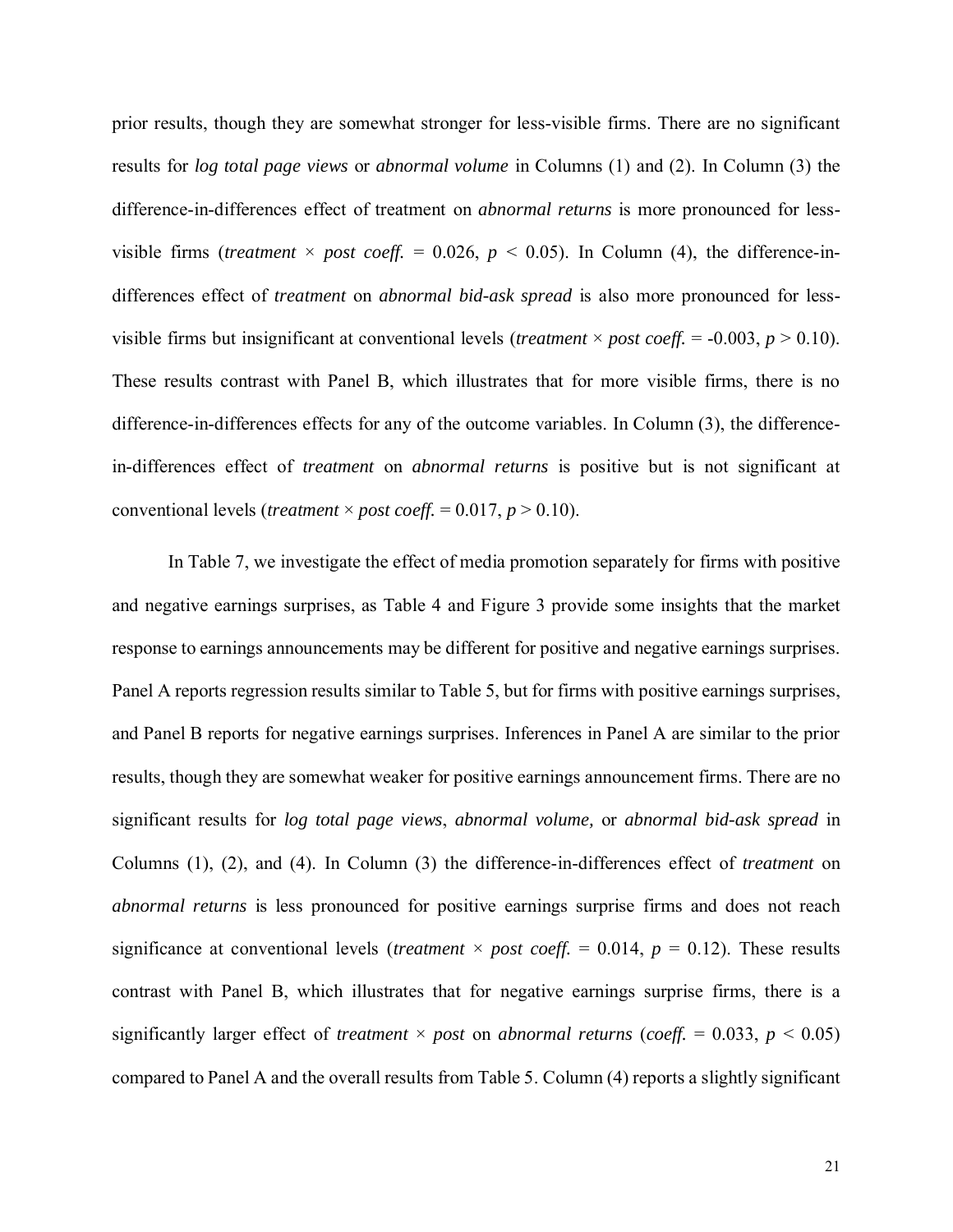prior results, though they are somewhat stronger for less-visible firms. There are no significant results for *log total page views* or *abnormal volume* in Columns (1) and (2). In Column (3) the difference-in-differences effect of treatment on *abnormal returns* is more pronounced for less-visible firms (*treatment* × *post coeff.* = 0.026, $p < 0.05$). In Column (4), the difference-in-differences effect of *treatment* on *abnormal bid-ask spread* is also more pronounced for less-visible firms but insignificant at conventional levels (*treatment* × *post coeff.* = -0.003, $p > 0.10$). These results contrast with Panel B, which illustrates that for more visible firms, there is no difference-in-differences effects for any of the outcome variables. In Column (3), the difference-in-differences effect of *treatment* on *abnormal returns* is positive but is not significant at conventional levels (*treatment* × *post coeff.* = 0.017, $p > 0.10$).

In Table 7, we investigate the effect of media promotion separately for firms with positive and negative earnings surprises, as Table 4 and Figure 3 provide some insights that the market response to earnings announcements may be different for positive and negative earnings surprises. Panel A reports regression results similar to Table 5, but for firms with positive earnings surprises, and Panel B reports for negative earnings surprises. Inferences in Panel A are similar to the prior results, though they are somewhat weaker for positive earnings announcement firms. There are no significant results for *log total page views*, *abnormal volume,* or *abnormal bid-ask spread* in Columns (1), (2), and (4). In Column (3) the difference-in-differences effect of *treatment* on *abnormal returns* is less pronounced for positive earnings surprise firms and does not reach significance at conventional levels (*treatment* × *post coeff.* = 0.014, $p = 0.12$). These results contrast with Panel B, which illustrates that for negative earnings surprise firms, there is a significantly larger effect of *treatment* × *post* on *abnormal returns* (*coeff.* = 0.033, $p < 0.05$) compared to Panel A and the overall results from Table 5. Column (4) reports a slightly significant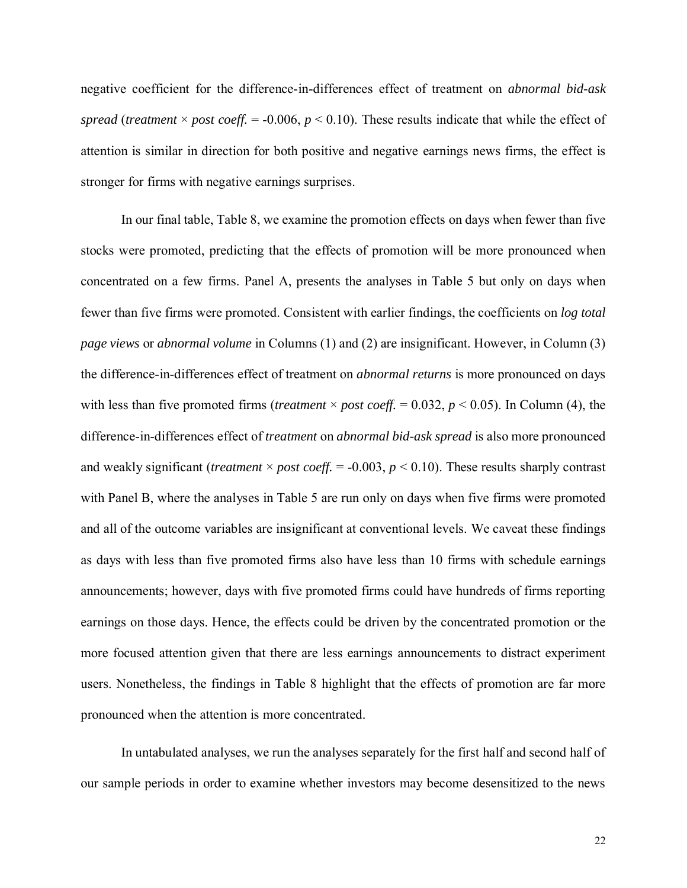negative coefficient for the difference-in-differences effect of treatment on *abnormal bid-ask spread* (*treatment* × *post coeff.* = -0.006, $p < 0.10$). These results indicate that while the effect of attention is similar in direction for both positive and negative earnings news firms, the effect is stronger for firms with negative earnings surprises.

In our final table, Table 8, we examine the promotion effects on days when fewer than five stocks were promoted, predicting that the effects of promotion will be more pronounced when concentrated on a few firms. Panel A, presents the analyses in Table 5 but only on days when fewer than five firms were promoted. Consistent with earlier findings, the coefficients on *log total page views* or *abnormal volume* in Columns (1) and (2) are insignificant. However, in Column (3) the difference-in-differences effect of treatment on *abnormal returns* is more pronounced on days with less than five promoted firms (*treatment* × *post coeff.* = 0.032, $p < 0.05$). In Column (4), the difference-in-differences effect of *treatment* on *abnormal bid-ask spread* is also more pronounced and weakly significant (*treatment* × *post coeff.* = -0.003, $p < 0.10$). These results sharply contrast with Panel B, where the analyses in Table 5 are run only on days when five firms were promoted and all of the outcome variables are insignificant at conventional levels. We caveat these findings as days with less than five promoted firms also have less than 10 firms with schedule earnings announcements; however, days with five promoted firms could have hundreds of firms reporting earnings on those days. Hence, the effects could be driven by the concentrated promotion or the more focused attention given that there are less earnings announcements to distract experiment users. Nonetheless, the findings in Table 8 highlight that the effects of promotion are far more pronounced when the attention is more concentrated.

In untabulated analyses, we run the analyses separately for the first half and second half of our sample periods in order to examine whether investors may become desensitized to the news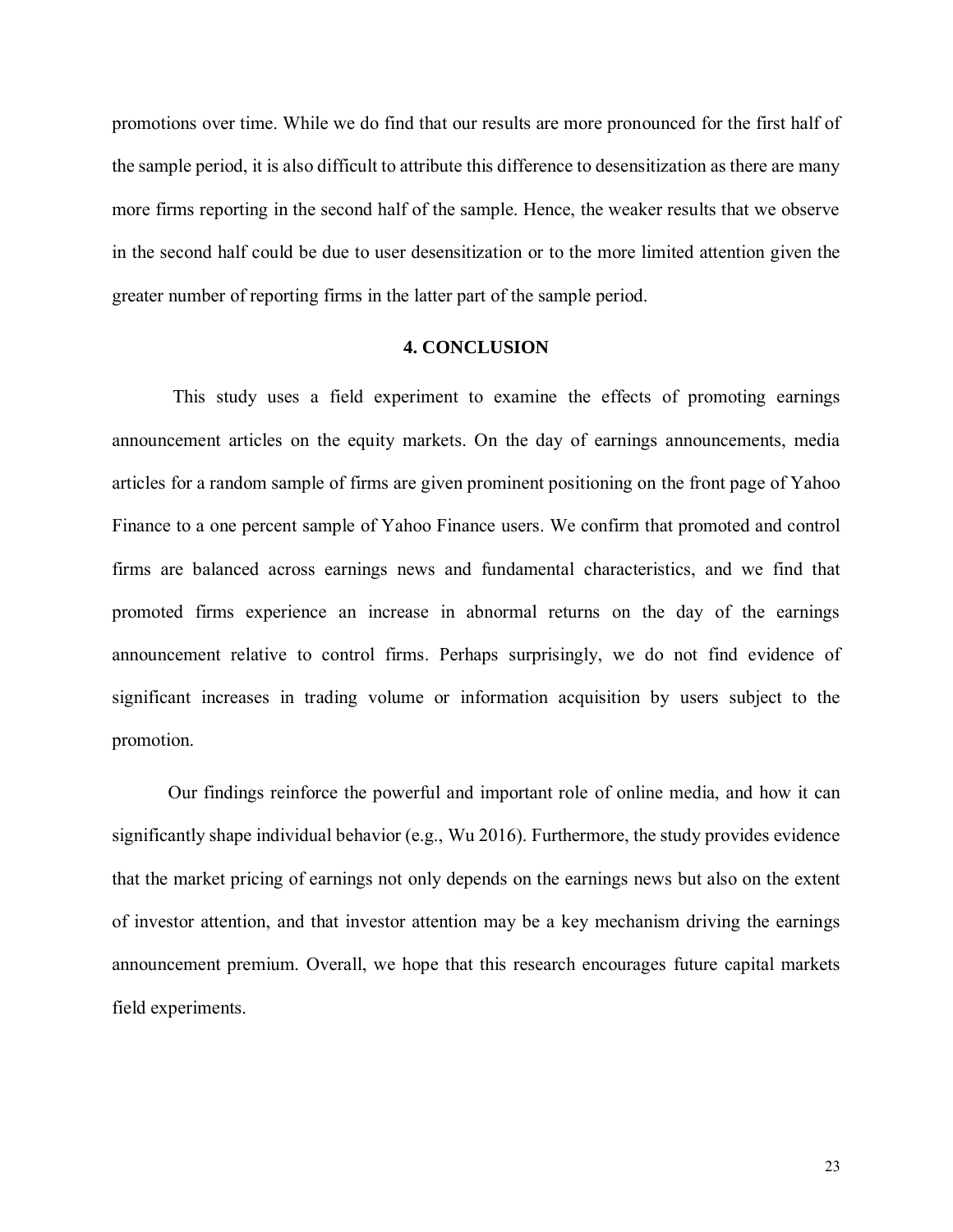promotions over time. While we do find that our results are more pronounced for the first half of the sample period, it is also difficult to attribute this difference to desensitization as there are many more firms reporting in the second half of the sample. Hence, the weaker results that we observe in the second half could be due to user desensitization or to the more limited attention given the greater number of reporting firms in the latter part of the sample period.

## 4. CONCLUSION

This study uses a field experiment to examine the effects of promoting earnings announcement articles on the equity markets. On the day of earnings announcements, media articles for a random sample of firms are given prominent positioning on the front page of Yahoo Finance to a one percent sample of Yahoo Finance users. We confirm that promoted and control firms are balanced across earnings news and fundamental characteristics, and we find that promoted firms experience an increase in abnormal returns on the day of the earnings announcement relative to control firms. Perhaps surprisingly, we do not find evidence of significant increases in trading volume or information acquisition by users subject to the promotion.

Our findings reinforce the powerful and important role of online media, and how it can significantly shape individual behavior (e.g., Wu 2016). Furthermore, the study provides evidence that the market pricing of earnings not only depends on the earnings news but also on the extent of investor attention, and that investor attention may be a key mechanism driving the earnings announcement premium. Overall, we hope that this research encourages future capital markets field experiments.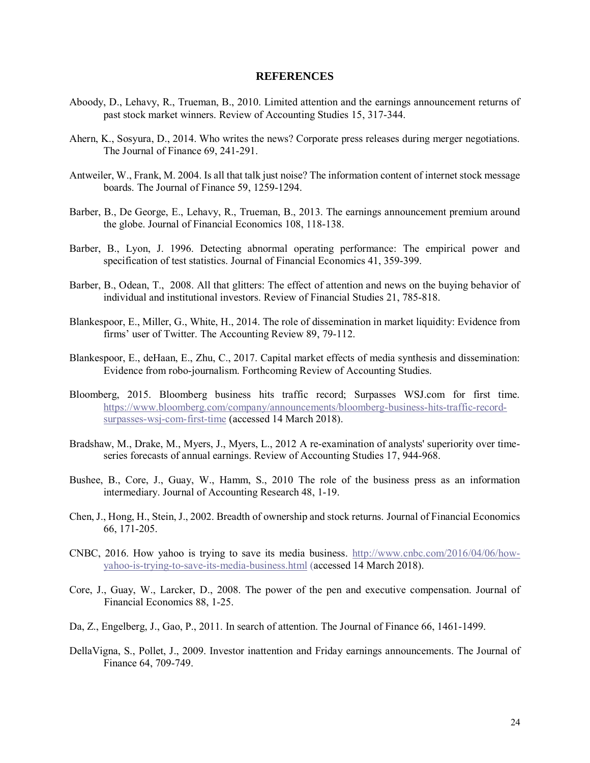## REFERENCES

Aboody, D., Lehavy, R., Trueman, B., 2010. Limited attention and the earnings announcement returns of past stock market winners. Review of Accounting Studies 15, 317-344.

Ahern, K., Sosyura, D., 2014. Who writes the news? Corporate press releases during merger negotiations. The Journal of Finance 69, 241-291.

Antweiler, W., Frank, M. 2004. Is all that talk just noise? The information content of internet stock message boards. The Journal of Finance 59, 1259-1294.

Barber, B., De George, E., Lehavy, R., Trueman, B., 2013. The earnings announcement premium around the globe. Journal of Financial Economics 108, 118-138.

Barber, B., Lyon, J. 1996. Detecting abnormal operating performance: The empirical power and specification of test statistics. Journal of Financial Economics 41, 359-399.

Barber, B., Odean, T., 2008. All that glitters: The effect of attention and news on the buying behavior of individual and institutional investors. Review of Financial Studies 21, 785-818.

Blankespoor, E., Miller, G., White, H., 2014. The role of dissemination in market liquidity: Evidence from firms' user of Twitter. The Accounting Review 89, 79-112.

Blankespoor, E., deHaan, E., Zhu, C., 2017. Capital market effects of media synthesis and dissemination: Evidence from robo-journalism. Forthcoming Review of Accounting Studies.

Bloomberg, 2015. Bloomberg business hits traffic record; Surpasses WSJ.com for first time. https://www.bloomberg.com/company/announcements/bloomberg-business-hits-traffic-record-surpasses-wsj-com-first-time (accessed 14 March 2018).

Bradshaw, M., Drake, M., Myers, J., Myers, L., 2012 A re-examination of analysts' superiority over time-series forecasts of annual earnings. Review of Accounting Studies 17, 944-968.

Bushee, B., Core, J., Guay, W., Hamm, S., 2010 The role of the business press as an information intermediary. Journal of Accounting Research 48, 1-19.

Chen, J., Hong, H., Stein, J., 2002. Breadth of ownership and stock returns. Journal of Financial Economics 66, 171-205.

CNBC, 2016. How yahoo is trying to save its media business. http://www.cnbc.com/2016/04/06/how-yahoo-is-trying-to-save-its-media-business.html (accessed 14 March 2018).

Core, J., Guay, W., Larcker, D., 2008. The power of the pen and executive compensation. Journal of Financial Economics 88, 1-25.

Da, Z., Engelberg, J., Gao, P., 2011. In search of attention. The Journal of Finance 66, 1461-1499.

DellaVigna, S., Pollet, J., 2009. Investor inattention and Friday earnings announcements. The Journal of Finance 64, 709-749.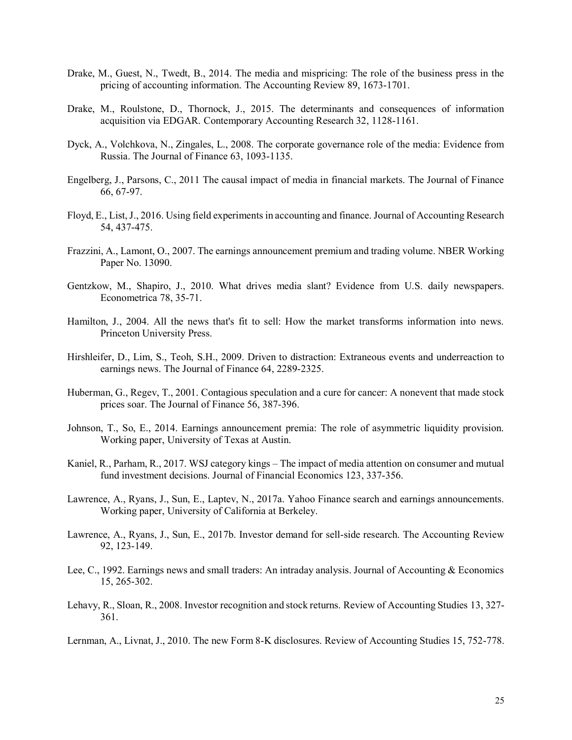Drake, M., Guest, N., Twedt, B., 2014. The media and mispricing: The role of the business press in the pricing of accounting information. The Accounting Review 89, 1673-1701.

Drake, M., Roulstone, D., Thornock, J., 2015. The determinants and consequences of information acquisition via EDGAR. Contemporary Accounting Research 32, 1128-1161.

Dyck, A., Volchkova, N., Zingales, L., 2008. The corporate governance role of the media: Evidence from Russia. The Journal of Finance 63, 1093-1135.

Engelberg, J., Parsons, C., 2011 The causal impact of media in financial markets. The Journal of Finance 66, 67-97.

Floyd, E., List, J., 2016. Using field experiments in accounting and finance. Journal of Accounting Research 54, 437-475.

Frazzini, A., Lamont, O., 2007. The earnings announcement premium and trading volume. NBER Working Paper No. 13090.

Gentzkow, M., Shapiro, J., 2010. What drives media slant? Evidence from U.S. daily newspapers. Econometrica 78, 35-71.

Hamilton, J., 2004. All the news that's fit to sell: How the market transforms information into news. Princeton University Press.

Hirshleifer, D., Lim, S., Teoh, S.H., 2009. Driven to distraction: Extraneous events and underreaction to earnings news. The Journal of Finance 64, 2289-2325.

Huberman, G., Regev, T., 2001. Contagious speculation and a cure for cancer: A nonevent that made stock prices soar. The Journal of Finance 56, 387-396.

Johnson, T., So, E., 2014. Earnings announcement premia: The role of asymmetric liquidity provision. Working paper, University of Texas at Austin.

Kaniel, R., Parham, R., 2017. WSJ category kings – The impact of media attention on consumer and mutual fund investment decisions. Journal of Financial Economics 123, 337-356.

Lawrence, A., Ryans, J., Sun, E., Laptev, N., 2017a. Yahoo Finance search and earnings announcements. Working paper, University of California at Berkeley.

Lawrence, A., Ryans, J., Sun, E., 2017b. Investor demand for sell-side research. The Accounting Review 92, 123-149.

Lee, C., 1992. Earnings news and small traders: An intraday analysis. Journal of Accounting & Economics 15, 265-302.

Lehavy, R., Sloan, R., 2008. Investor recognition and stock returns. Review of Accounting Studies 13, 327-361.

Lernman, A., Livnat, J., 2010. The new Form 8-K disclosures. Review of Accounting Studies 15, 752-778.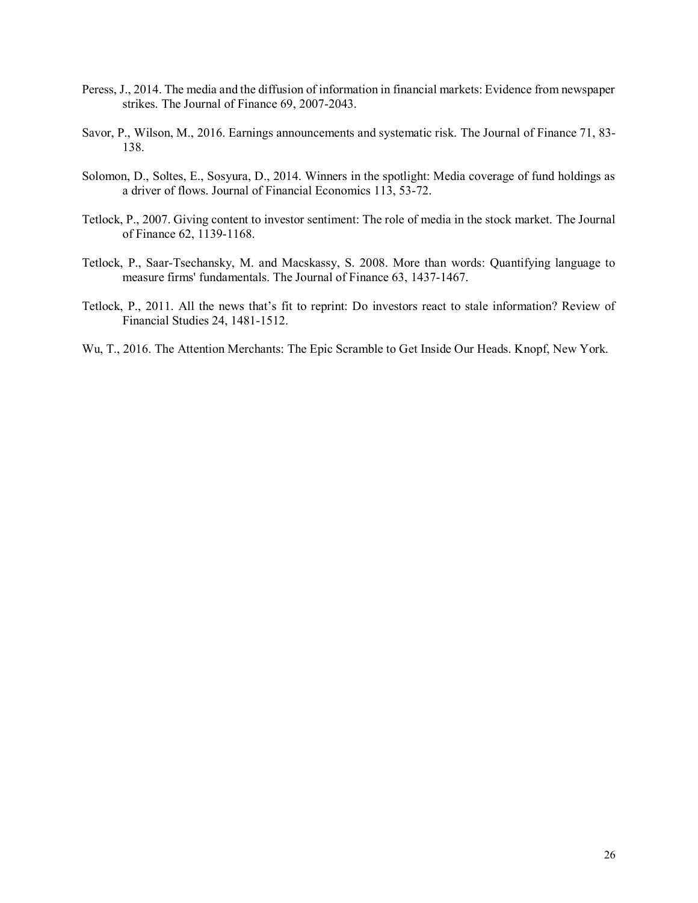Peress, J., 2014. The media and the diffusion of information in financial markets: Evidence from newspaper strikes. The Journal of Finance 69, 2007-2043.

Savor, P., Wilson, M., 2016. Earnings announcements and systematic risk. The Journal of Finance 71, 83-138.

Solomon, D., Soltes, E., Sosyura, D., 2014. Winners in the spotlight: Media coverage of fund holdings as a driver of flows. Journal of Financial Economics 113, 53-72.

Tetlock, P., 2007. Giving content to investor sentiment: The role of media in the stock market. The Journal of Finance 62, 1139-1168.

Tetlock, P., Saar-Tsechansky, M. and Macskassy, S. 2008. More than words: Quantifying language to measure firms' fundamentals. The Journal of Finance 63, 1437-1467.

Tetlock, P., 2011. All the news that's fit to reprint: Do investors react to stale information? Review of Financial Studies 24, 1481-1512.

Wu, T., 2016. The Attention Merchants: The Epic Scramble to Get Inside Our Heads. Knopf, New York.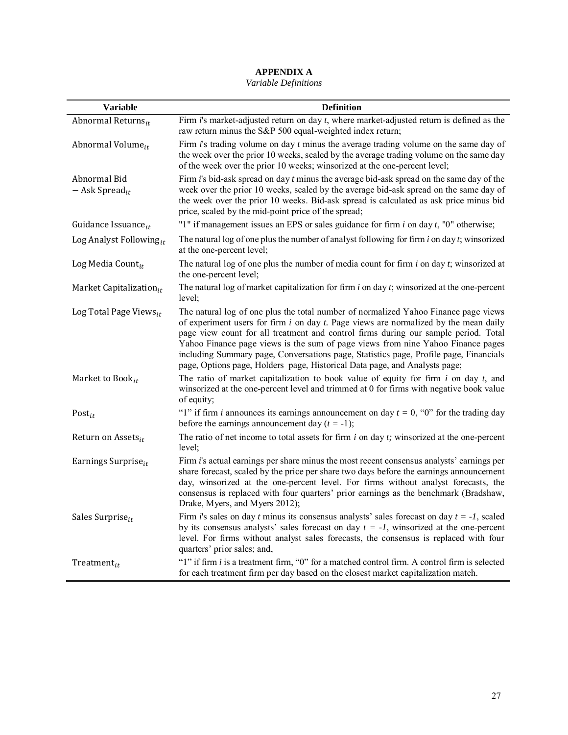## APPENDIX A

*Variable Definitions*

| Variable | Definition |
|---|---|
| $\text{Abnormal Returns}_{it}$ | Firm *i*'s market-adjusted return on day *t*, where market-adjusted return is defined as the raw return minus the S&P 500 equal-weighted index return; |
| $\text{Abnormal Volume}_{it}$ | Firm *i*'s trading volume on day *t* minus the average trading volume on the same day of the week over the prior 10 weeks, scaled by the average trading volume on the same day of the week over the prior 10 weeks; winsorized at the one-percent level; |
| $\text{Abnormal Bid} - \text{Ask Spread}_{it}$ | Firm *i*'s bid-ask spread on day *t* minus the average bid-ask spread on the same day of the week over the prior 10 weeks, scaled by the average bid-ask spread on the same day of the week over the prior 10 weeks. Bid-ask spread is calculated as ask price minus bid price, scaled by the mid-point price of the spread; |
| $\text{Guidance Issuance}_{it}$ | "1" if management issues an EPS or sales guidance for firm *i* on day *t*, "0" otherwise; |
| $\text{Log Analyst Following}_{it}$ | The natural log of one plus the number of analyst following for firm *i* on day *t*; winsorized at the one-percent level; |
| $\text{Log Media Count}_{it}$ | The natural log of one plus the number of media count for firm *i* on day *t*; winsorized at the one-percent level; |
| $\text{Market Capitalization}_{it}$ | The natural log of market capitalization for firm *i* on day *t*; winsorized at the one-percent level; |
| $\text{Log Total Page Views}_{it}$ | The natural log of one plus the total number of normalized Yahoo Finance page views of experiment users for firm *i* on day *t*. Page views are normalized by the mean daily page view count for all treatment and control firms during our sample period. Total Yahoo Finance page views is the sum of page views from nine Yahoo Finance pages including Summary page, Conversations page, Statistics page, Profile page, Financials page, Options page, Holders page, Historical Data page, and Analysts page; |
| $\text{Market to Book}_{it}$ | The ratio of market capitalization to book value of equity for firm *i* on day *t*, and winsorized at the one-percent level and trimmed at 0 for firms with negative book value of equity; |
| $\text{Post}_{it}$ | "1" if firm *i* announces its earnings announcement on day $t = 0$, "0" for the trading day before the earnings announcement day ($t = -1$); |
| $\text{Return on Assets}_{it}$ | The ratio of net income to total assets for firm *i* on day *t;* winsorized at the one-percent level; |
| $\text{Earnings Surprise}_{it}$ | Firm *i*'s actual earnings per share minus the most recent consensus analysts' earnings per share forecast, scaled by the price per share two days before the earnings announcement day, winsorized at the one-percent level. For firms without analyst forecasts, the consensus is replaced with four quarters' prior earnings as the benchmark (Bradshaw, Drake, Myers, and Myers 2012); |
| $\text{Sales Surprise}_{it}$ | Firm *i*'s sales on day *t* minus its consensus analysts' sales forecast on day $t = -1$, scaled by its consensus analysts' sales forecast on day $t = -1$, winsorized at the one-percent level. For firms without analyst sales forecasts, the consensus is replaced with four quarters' prior sales; and, |
| $\text{Treatment}_{it}$ | "1" if firm *i* is a treatment firm, "0" for a matched control firm. A control firm is selected for each treatment firm per day based on the closest market capitalization match. |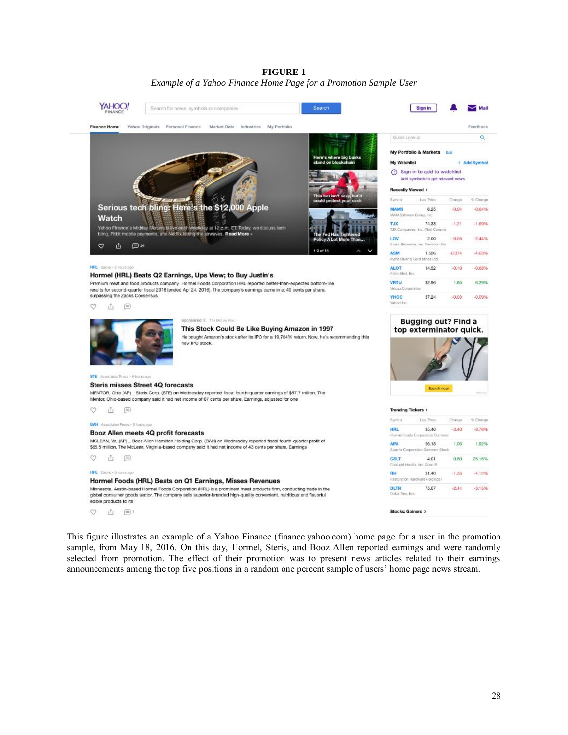**FIGURE 1**

*Example of a Yahoo Finance Home Page for a Promotion Sample User*

This figure illustrates an example of a Yahoo Finance (finance.yahoo.com) home page for a user in the promotion sample, from May 18, 2016. On this day, Hormel, Steris, and Booz Allen reported earnings and were randomly selected from promotion. The effect of their promotion was to present news articles related to their earnings announcements among the top five positions in a random one percent sample of users' home page news stream.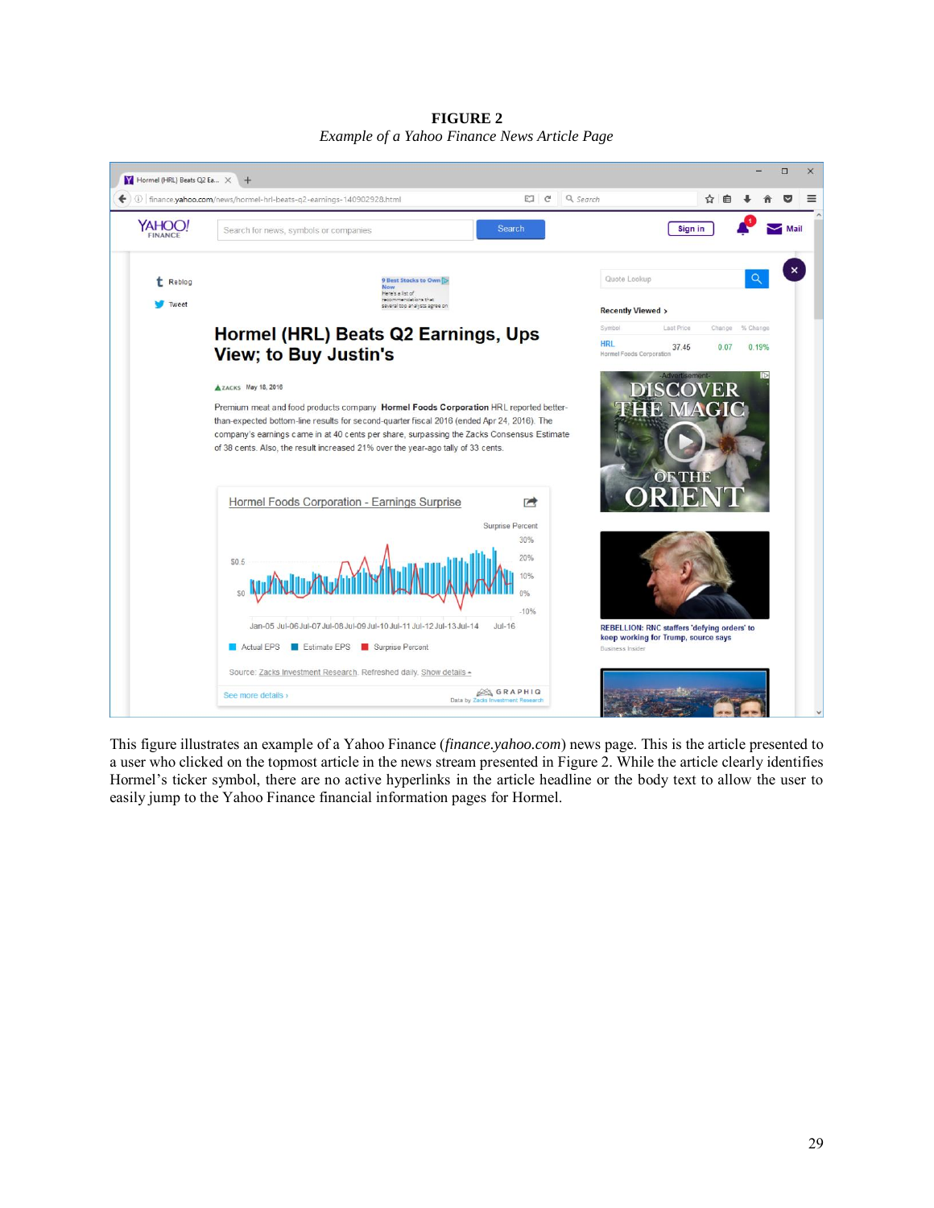**FIGURE 2**

*Example of a Yahoo Finance News Article Page*

This figure illustrates an example of a Yahoo Finance (*finance.yahoo.com*) news page. This is the article presented to a user who clicked on the topmost article in the news stream presented in Figure 2. While the article clearly identifies Hormel's ticker symbol, there are no active hyperlinks in the article headline or the body text to allow the user to easily jump to the Yahoo Finance financial information pages for Hormel.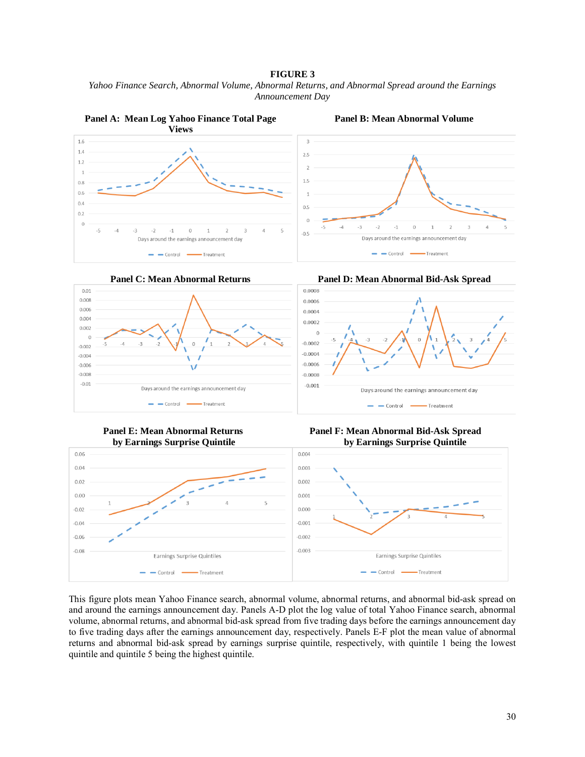**FIGURE 3**

*Yahoo Finance Search, Abnormal Volume, Abnormal Returns, and Abnormal Spread around the Earnings Announcement Day*

**Panel A: Mean Log Yahoo Finance Total Page Views**

**Panel B: Mean Abnormal Volume**

**Panel C: Mean Abnormal Returns**

**Panel D: Mean Abnormal Bid-Ask Spread**

**Panel E: Mean Abnormal Returns by Earnings Surprise Quintile**

**Panel F: Mean Abnormal Bid-Ask Spread by Earnings Surprise Quintile**

This figure plots mean Yahoo Finance search, abnormal volume, abnormal returns, and abnormal bid-ask spread on and around the earnings announcement day. Panels A-D plot the log value of total Yahoo Finance search, abnormal volume, abnormal returns, and abnormal bid-ask spread from five trading days before the earnings announcement day to five trading days after the earnings announcement day, respectively. Panels E-F plot the mean value of abnormal returns and abnormal bid-ask spread by earnings surprise quintile, respectively, with quintile 1 being the lowest quintile and quintile 5 being the highest quintile.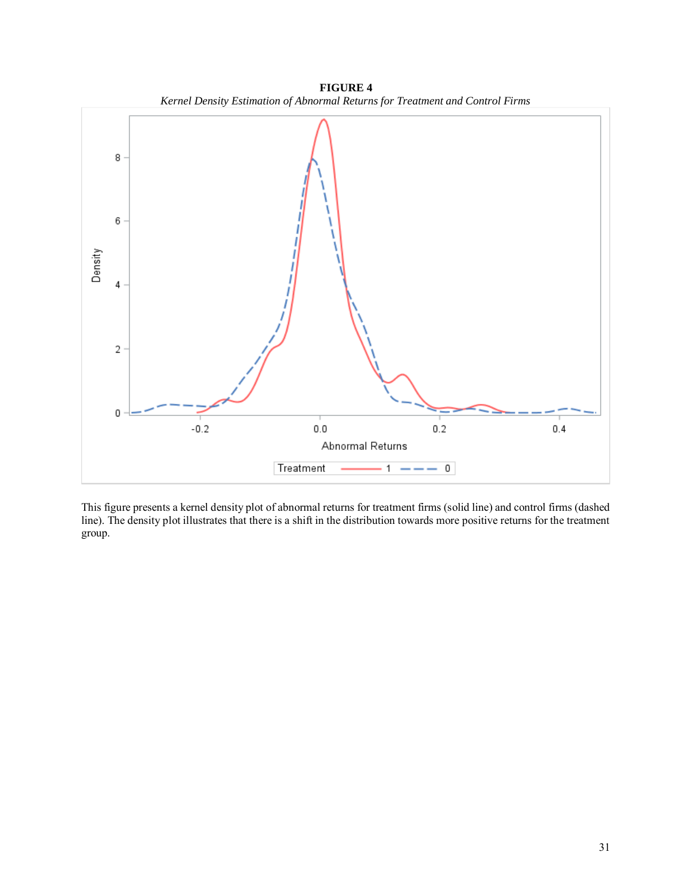**FIGURE 4**

*Kernel Density Estimation of Abnormal Returns for Treatment and Control Firms*

This figure presents a kernel density plot of abnormal returns for treatment firms (solid line) and control firms (dashed line). The density plot illustrates that there is a shift in the distribution towards more positive returns for the treatment group.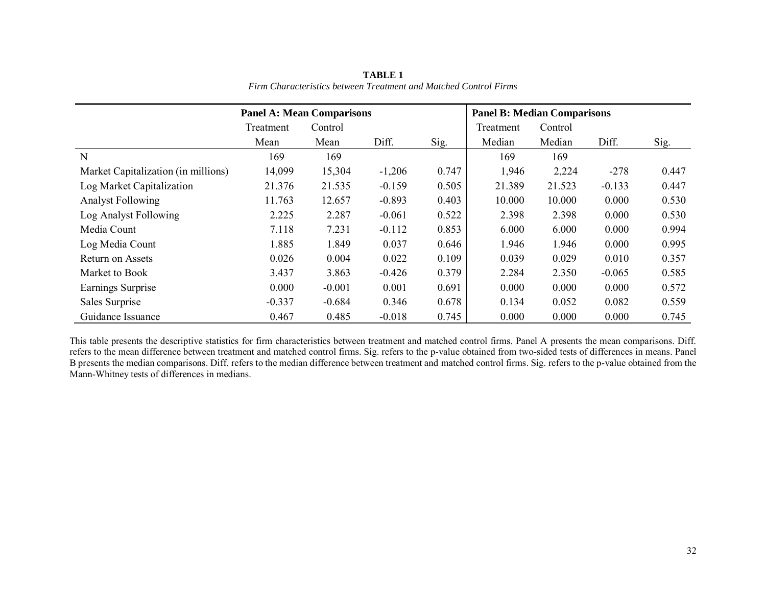**TABLE 1**

*Firm Characteristics between Treatment and Matched Control Firms*

| | **Panel A: Mean Comparisons** | | | | **Panel B: Median Comparisons** | | | |
|---|---|---|---|---|---|---|---|---|
| | Treatment Mean | Control Mean | Diff. | Sig. | Treatment Median | Control Median | Diff. | Sig. |
| N | 169 | 169 | | | 169 | 169 | | |
| Market Capitalization (in millions) | 14,099 | 15,304 | -1,206 | 0.747 | 1,946 | 2,224 | -278 | 0.447 |
| Log Market Capitalization | 21.376 | 21.535 | -0.159 | 0.505 | 21.389 | 21.523 | -0.133 | 0.447 |
| Analyst Following | 11.763 | 12.657 | -0.893 | 0.403 | 10.000 | 10.000 | 0.000 | 0.530 |
| Log Analyst Following | 2.225 | 2.287 | -0.061 | 0.522 | 2.398 | 2.398 | 0.000 | 0.530 |
| Media Count | 7.118 | 7.231 | -0.112 | 0.853 | 6.000 | 6.000 | 0.000 | 0.994 |
| Log Media Count | 1.885 | 1.849 | 0.037 | 0.646 | 1.946 | 1.946 | 0.000 | 0.995 |
| Return on Assets | 0.026 | 0.004 | 0.022 | 0.109 | 0.039 | 0.029 | 0.010 | 0.357 |
| Market to Book | 3.437 | 3.863 | -0.426 | 0.379 | 2.284 | 2.350 | -0.065 | 0.585 |
| Earnings Surprise | 0.000 | -0.001 | 0.001 | 0.691 | 0.000 | 0.000 | 0.000 | 0.572 |
| Sales Surprise | -0.337 | -0.684 | 0.346 | 0.678 | 0.134 | 0.052 | 0.082 | 0.559 |
| Guidance Issuance | 0.467 | 0.485 | -0.018 | 0.745 | 0.000 | 0.000 | 0.000 | 0.745 |

This table presents the descriptive statistics for firm characteristics between treatment and matched control firms. Panel A presents the mean comparisons. Diff. refers to the mean difference between treatment and matched control firms. Sig. refers to the p-value obtained from two-sided tests of differences in means. Panel B presents the median comparisons. Diff. refers to the median difference between treatment and matched control firms. Sig. refers to the p-value obtained from the Mann-Whitney tests of differences in medians.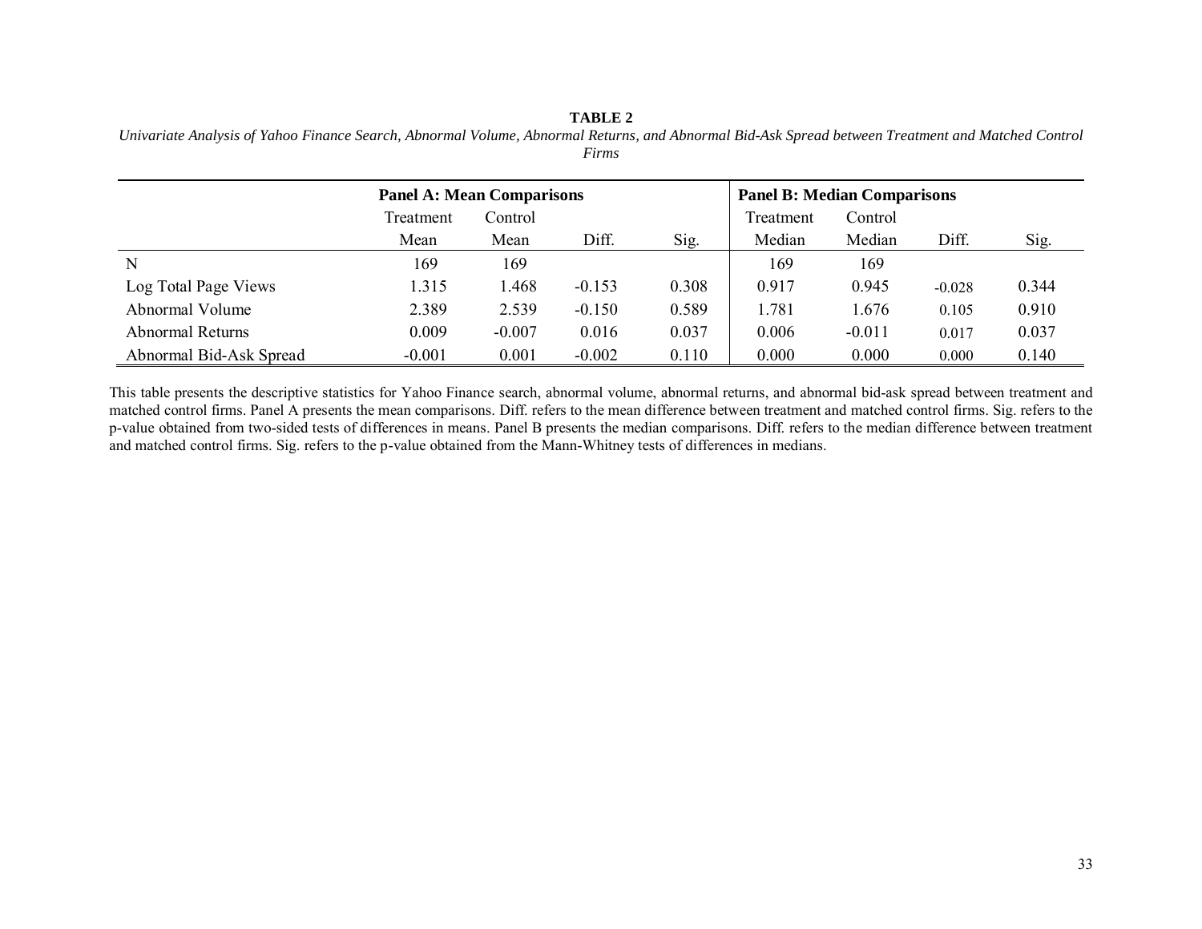**TABLE 2**

*Univariate Analysis of Yahoo Finance Search, Abnormal Volume, Abnormal Returns, and Abnormal Bid-Ask Spread between Treatment and Matched Control Firms*

| | Panel A: Mean Comparisons | | | | Panel B: Median Comparisons | | | |
|---|---|---|---|---|---|---|---|---|
| | Treatment Mean | Control Mean | Diff. | Sig. | Treatment Median | Control Median | Diff. | Sig. |
| N | 169 | 169 | | | 169 | 169 | | |
| Log Total Page Views | 1.315 | 1.468 | -0.153 | 0.308 | 0.917 | 0.945 | -0.028 | 0.344 |
| Abnormal Volume | 2.389 | 2.539 | -0.150 | 0.589 | 1.781 | 1.676 | 0.105 | 0.910 |
| Abnormal Returns | 0.009 | -0.007 | 0.016 | 0.037 | 0.006 | -0.011 | 0.017 | 0.037 |
| Abnormal Bid-Ask Spread | -0.001 | 0.001 | -0.002 | 0.110 | 0.000 | 0.000 | 0.000 | 0.140 |

This table presents the descriptive statistics for Yahoo Finance search, abnormal volume, abnormal returns, and abnormal bid-ask spread between treatment and matched control firms. Panel A presents the mean comparisons. Diff. refers to the mean difference between treatment and matched control firms. Sig. refers to the p-value obtained from two-sided tests of differences in means. Panel B presents the median comparisons. Diff. refers to the median difference between treatment and matched control firms. Sig. refers to the p-value obtained from the Mann-Whitney tests of differences in medians.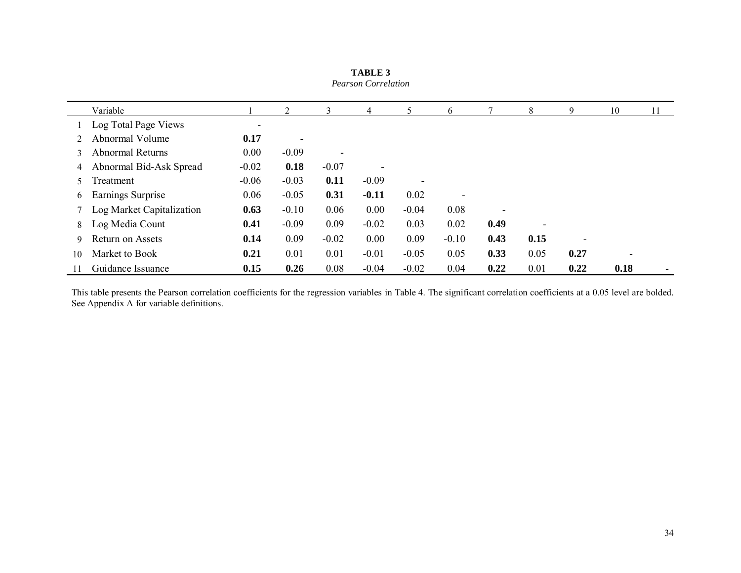**TABLE 3**

*Pearson Correlation*

| | Variable | 1 | 2 | 3 | 4 | 5 | 6 | 7 | 8 | 9 | 10 | 11 |
|---|---|---|---|---|---|---|---|---|---|---|---|---|
| 1 | Log Total Page Views | - | | | | | | | | | | |
| 2 | Abnormal Volume | **0.17** | - | | | | | | | | | |
| 3 | Abnormal Returns | 0.00 | -0.09 | - | | | | | | | | |
| 4 | Abnormal Bid-Ask Spread | -0.02 | **0.18** | -0.07 | - | | | | | | | |
| 5 | Treatment | -0.06 | -0.03 | **0.11** | -0.09 | - | | | | | | |
| 6 | Earnings Surprise | 0.06 | -0.05 | **0.31** | **-0.11** | 0.02 | - | | | | | |
| 7 | Log Market Capitalization | **0.63** | -0.10 | 0.06 | 0.00 | -0.04 | 0.08 | - | | | | |
| 8 | Log Media Count | **0.41** | -0.09 | 0.09 | -0.02 | 0.03 | 0.02 | **0.49** | - | | | |
| 9 | Return on Assets | **0.14** | 0.09 | -0.02 | 0.00 | 0.09 | -0.10 | **0.43** | **0.15** | - | | |
| 10 | Market to Book | **0.21** | 0.01 | 0.01 | -0.01 | -0.05 | 0.05 | **0.33** | 0.05 | **0.27** | - | |
| 11 | Guidance Issuance | **0.15** | **0.26** | 0.08 | -0.04 | -0.02 | 0.04 | **0.22** | 0.01 | **0.22** | **0.18** | - |

This table presents the Pearson correlation coefficients for the regression variables in Table 4. The significant correlation coefficients at a 0.05 level are bolded. See Appendix A for variable definitions.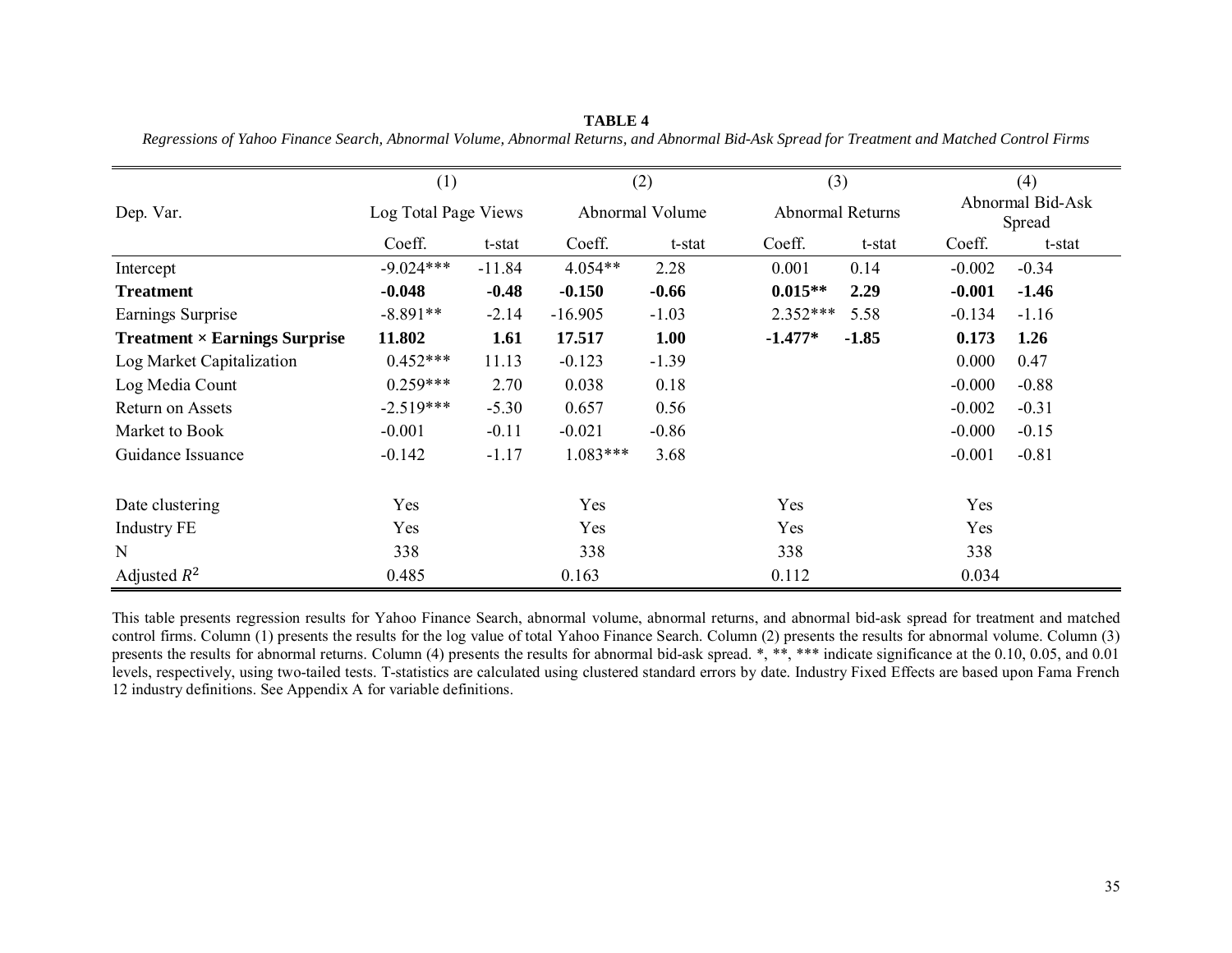**TABLE 4**

*Regressions of Yahoo Finance Search, Abnormal Volume, Abnormal Returns, and Abnormal Bid-Ask Spread for Treatment and Matched Control Firms*

| | (1) | | (2) | | (3) | | (4) | |
|---|---|---|---|---|---|---|---|---|
| Dep. Var. | Log Total Page Views | | Abnormal Volume | | Abnormal Returns | | Abnormal Bid-Ask Spread | |
| | Coeff. | t-stat | Coeff. | t-stat | Coeff. | t-stat | Coeff. | t-stat |
| Intercept | -9.024*** | -11.84 | 4.054** | 2.28 | 0.001 | 0.14 | -0.002 | -0.34 |
| **Treatment** | **-0.048** | **-0.48** | **-0.150** | **-0.66** | **0.015**** | **2.29** | **-0.001** | **-1.46** |
| Earnings Surprise | -8.891** | -2.14 | -16.905 | -1.03 | 2.352*** | 5.58 | -0.134 | -1.16 |
| **Treatment × Earnings Surprise** | **11.802** | **1.61** | **17.517** | **1.00** | **-1.477*** | **-1.85** | **0.173** | **1.26** |
| Log Market Capitalization | 0.452*** | 11.13 | -0.123 | -1.39 | | | 0.000 | 0.47 |
| Log Media Count | 0.259*** | 2.70 | 0.038 | 0.18 | | | -0.000 | -0.88 |
| Return on Assets | -2.519*** | -5.30 | 0.657 | 0.56 | | | -0.002 | -0.31 |
| Market to Book | -0.001 | -0.11 | -0.021 | -0.86 | | | -0.000 | -0.15 |
| Guidance Issuance | -0.142 | -1.17 | 1.083*** | 3.68 | | | -0.001 | -0.81 |
| | | | | | | | | |
| Date clustering | Yes | | Yes | | Yes | | Yes | |
| Industry FE | Yes | | Yes | | Yes | | Yes | |
| N | 338 | | 338 | | 338 | | 338 | |
| Adjusted $R^2$ | 0.485 | | 0.163 | | 0.112 | | 0.034 | |

This table presents regression results for Yahoo Finance Search, abnormal volume, abnormal returns, and abnormal bid-ask spread for treatment and matched control firms. Column (1) presents the results for the log value of total Yahoo Finance Search. Column (2) presents the results for abnormal volume. Column (3) presents the results for abnormal returns. Column (4) presents the results for abnormal bid-ask spread. *, **, *** indicate significance at the 0.10, 0.05, and 0.01 levels, respectively, using two-tailed tests. T-statistics are calculated using clustered standard errors by date. Industry Fixed Effects are based upon Fama French 12 industry definitions. See Appendix A for variable definitions.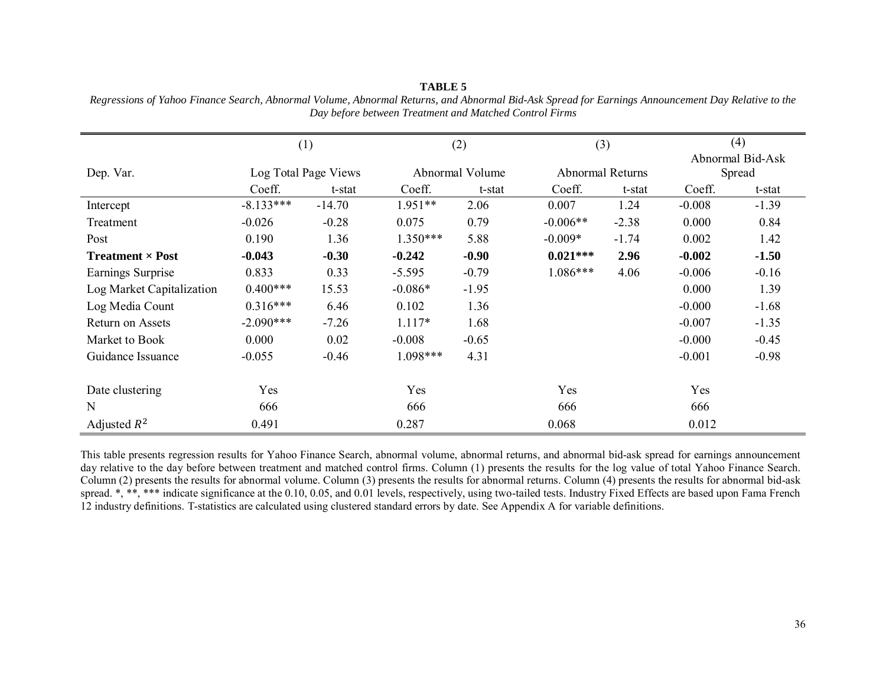**TABLE 5**

*Regressions of Yahoo Finance Search, Abnormal Volume, Abnormal Returns, and Abnormal Bid-Ask Spread for Earnings Announcement Day Relative to the Day before between Treatment and Matched Control Firms*

| | (1) | | (2) | | (3) | | (4) | |
|---|---|---|---|---|---|---|---|---|
| Dep. Var. | Log Total Page Views | | Abnormal Volume | | Abnormal Returns | | Abnormal Bid-Ask Spread | |
| | Coeff. | t-stat | Coeff. | t-stat | Coeff. | t-stat | Coeff. | t-stat |
| Intercept | -8.133*** | -14.70 | 1.951** | 2.06 | 0.007 | 1.24 | -0.008 | -1.39 |
| Treatment | -0.026 | -0.28 | 0.075 | 0.79 | -0.006** | -2.38 | 0.000 | 0.84 |
| Post | 0.190 | 1.36 | 1.350*** | 5.88 | -0.009* | -1.74 | 0.002 | 1.42 |
| **Treatment × Post** | **-0.043** | **-0.30** | **-0.242** | **-0.90** | **0.021***** | **2.96** | **-0.002** | **-1.50** |
| Earnings Surprise | 0.833 | 0.33 | -5.595 | -0.79 | 1.086*** | 4.06 | -0.006 | -0.16 |
| Log Market Capitalization | 0.400*** | 15.53 | -0.086* | -1.95 | | | 0.000 | 1.39 |
| Log Media Count | 0.316*** | 6.46 | 0.102 | 1.36 | | | -0.000 | -1.68 |
| Return on Assets | -2.090*** | -7.26 | 1.117* | 1.68 | | | -0.007 | -1.35 |
| Market to Book | 0.000 | 0.02 | -0.008 | -0.65 | | | -0.000 | -0.45 |
| Guidance Issuance | -0.055 | -0.46 | 1.098*** | 4.31 | | | -0.001 | -0.98 |
| | | | | | | | | |
| Date clustering | Yes | | Yes | | Yes | | Yes | |
| N | 666 | | 666 | | 666 | | 666 | |
| Adjusted $R^2$ | 0.491 | | 0.287 | | 0.068 | | 0.012 | |

This table presents regression results for Yahoo Finance Search, abnormal volume, abnormal returns, and abnormal bid-ask spread for earnings announcement day relative to the day before between treatment and matched control firms. Column (1) presents the results for the log value of total Yahoo Finance Search. Column (2) presents the results for abnormal volume. Column (3) presents the results for abnormal returns. Column (4) presents the results for abnormal bid-ask spread. *, **, *** indicate significance at the 0.10, 0.05, and 0.01 levels, respectively, using two-tailed tests. Industry Fixed Effects are based upon Fama French 12 industry definitions. T-statistics are calculated using clustered standard errors by date. See Appendix A for variable definitions.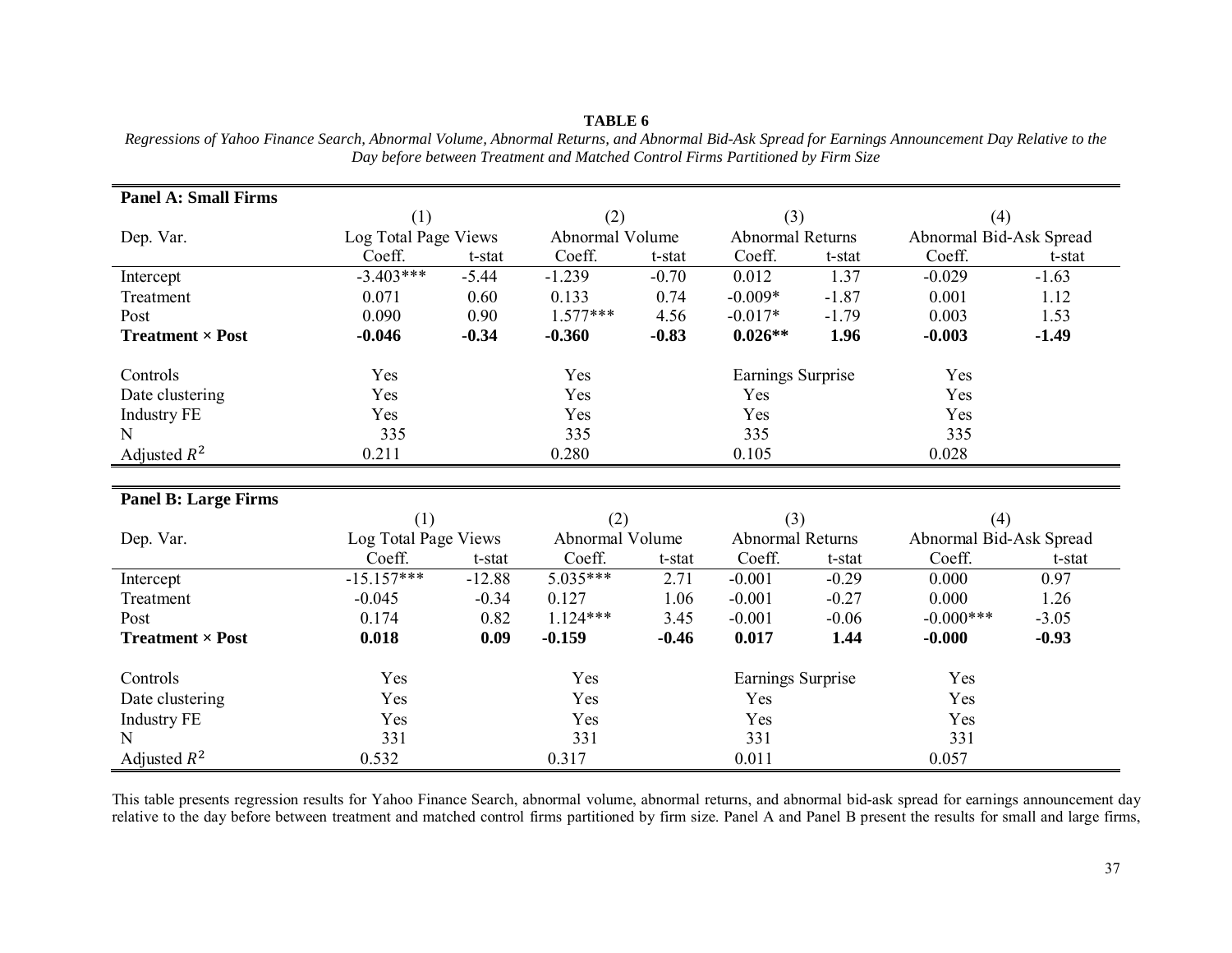**TABLE 6**

*Regressions of Yahoo Finance Search, Abnormal Volume, Abnormal Returns, and Abnormal Bid-Ask Spread for Earnings Announcement Day Relative to the Day before between Treatment and Matched Control Firms Partitioned by Firm Size*

**Panel A: Small Firms**

| | (1) | | (2) | | (3) | | (4) | |
|---|---|---|---|---|---|---|---|---|
| Dep. Var. | Log Total Page Views | | Abnormal Volume | | Abnormal Returns | | Abnormal Bid-Ask Spread | |
| | Coeff. | t-stat | Coeff. | t-stat | Coeff. | t-stat | Coeff. | t-stat |
| Intercept | -3.403*** | -5.44 | -1.239 | -0.70 | 0.012 | 1.37 | -0.029 | -1.63 |
| Treatment | 0.071 | 0.60 | 0.133 | 0.74 | -0.009* | -1.87 | 0.001 | 1.12 |
| Post | 0.090 | 0.90 | 1.577*** | 4.56 | -0.017* | -1.79 | 0.003 | 1.53 |
| **Treatment × Post** | **-0.046** | **-0.34** | **-0.360** | **-0.83** | **0.026**** | **1.96** | **-0.003** | **-1.49** |
| | | | | | | | | |
| Controls | Yes | | Yes | | Earnings Surprise | | Yes | |
| Date clustering | Yes | | Yes | | Yes | | Yes | |
| Industry FE | Yes | | Yes | | Yes | | Yes | |
| N | 335 | | 335 | | 335 | | 335 | |
| Adjusted $R^2$ | 0.211 | | 0.280 | | 0.105 | | 0.028 | |

**Panel B: Large Firms**

| | (1) | | (2) | | (3) | | (4) | |
|---|---|---|---|---|---|---|---|---|
| Dep. Var. | Log Total Page Views | | Abnormal Volume | | Abnormal Returns | | Abnormal Bid-Ask Spread | |
| | Coeff. | t-stat | Coeff. | t-stat | Coeff. | t-stat | Coeff. | t-stat |
| Intercept | -15.157*** | -12.88 | 5.035*** | 2.71 | -0.001 | -0.29 | 0.000 | 0.97 |
| Treatment | -0.045 | -0.34 | 0.127 | 1.06 | -0.001 | -0.27 | 0.000 | 1.26 |
| Post | 0.174 | 0.82 | 1.124*** | 3.45 | -0.001 | -0.06 | -0.000*** | -3.05 |
| **Treatment × Post** | **0.018** | **0.09** | **-0.159** | **-0.46** | **0.017** | **1.44** | **-0.000** | **-0.93** |
| | | | | | | | | |
| Controls | Yes | | Yes | | Earnings Surprise | | Yes | |
| Date clustering | Yes | | Yes | | Yes | | Yes | |
| Industry FE | Yes | | Yes | | Yes | | Yes | |
| N | 331 | | 331 | | 331 | | 331 | |
| Adjusted $R^2$ | 0.532 | | 0.317 | | 0.011 | | 0.057 | |

This table presents regression results for Yahoo Finance Search, abnormal volume, abnormal returns, and abnormal bid-ask spread for earnings announcement day relative to the day before between treatment and matched control firms partitioned by firm size. Panel A and Panel B present the results for small and large firms,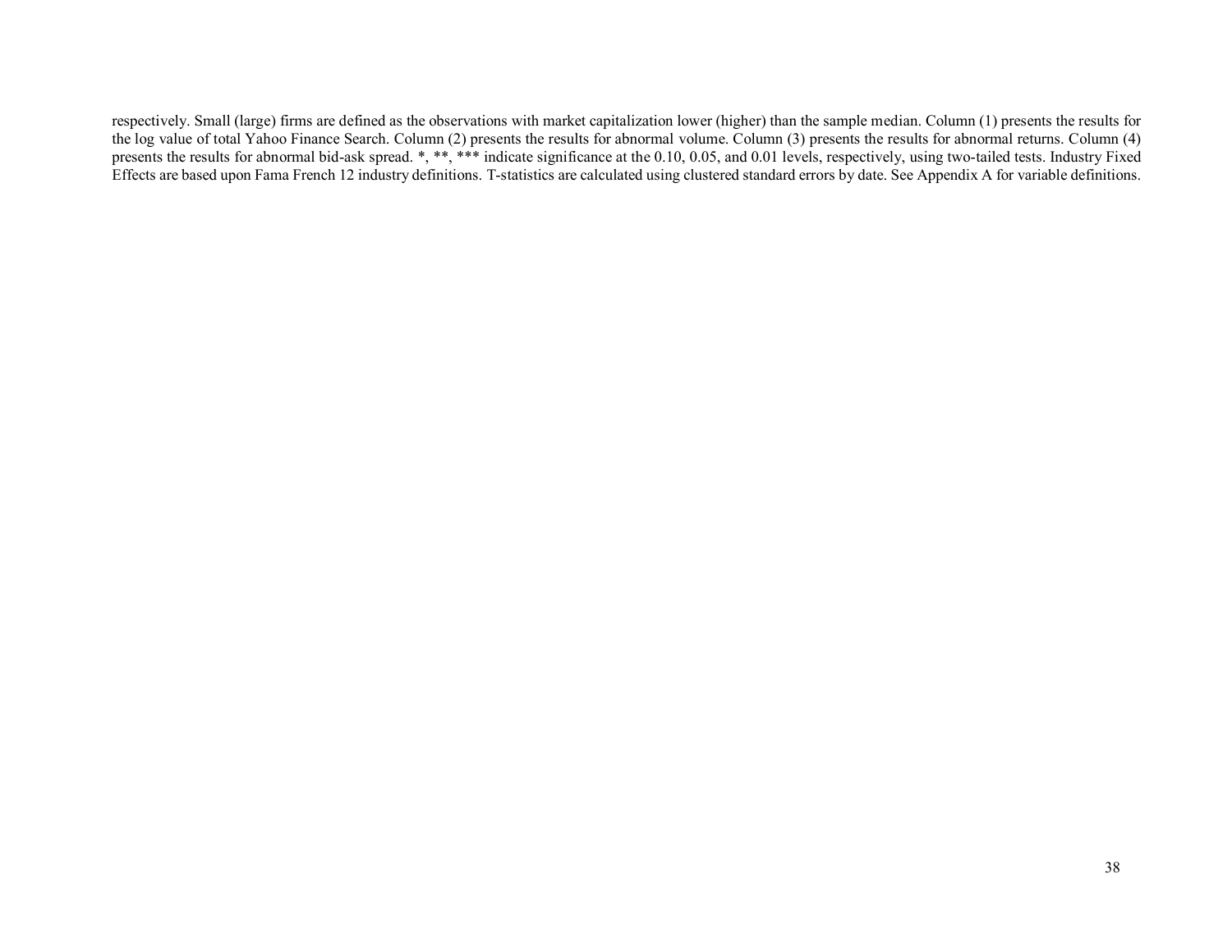respectively. Small (large) firms are defined as the observations with market capitalization lower (higher) than the sample median. Column (1) presents the results for the log value of total Yahoo Finance Search. Column (2) presents the results for abnormal volume. Column (3) presents the results for abnormal returns. Column (4) presents the results for abnormal bid-ask spread. *, **, *** indicate significance at the 0.10, 0.05, and 0.01 levels, respectively, using two-tailed tests. Industry Fixed Effects are based upon Fama French 12 industry definitions. T-statistics are calculated using clustered standard errors by date. See Appendix A for variable definitions.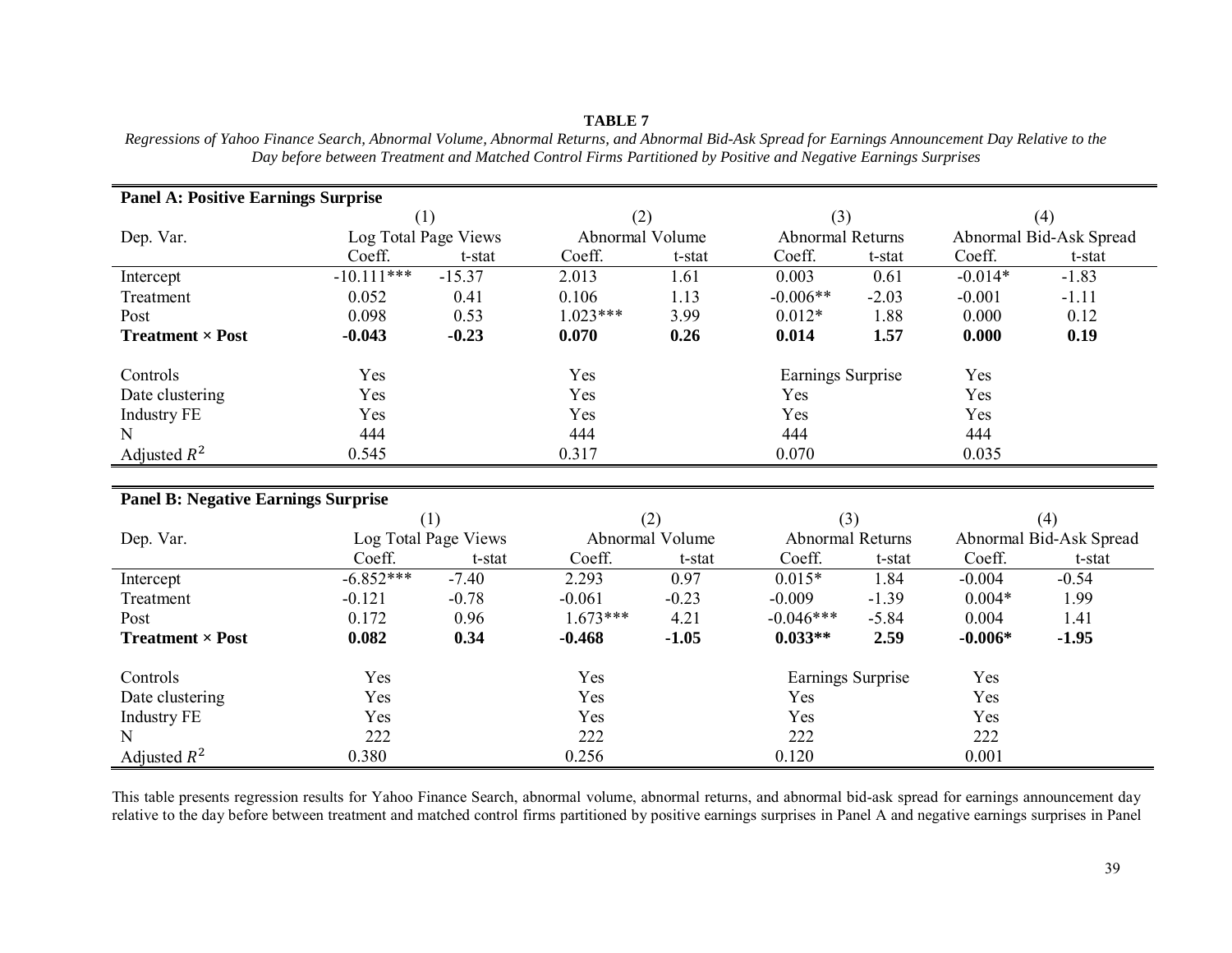**TABLE 7**

*Regressions of Yahoo Finance Search, Abnormal Volume, Abnormal Returns, and Abnormal Bid-Ask Spread for Earnings Announcement Day Relative to the Day before between Treatment and Matched Control Firms Partitioned by Positive and Negative Earnings Surprises*

**Panel A: Positive Earnings Surprise**

| | (1) | | (2) | | (3) | | (4) | |
|---|---|---|---|---|---|---|---|---|
| Dep. Var. | Log Total Page Views | | Abnormal Volume | | Abnormal Returns | | Abnormal Bid-Ask Spread | |
| | Coeff. | t-stat | Coeff. | t-stat | Coeff. | t-stat | Coeff. | t-stat |
| Intercept | -10.111*** | -15.37 | 2.013 | 1.61 | 0.003 | 0.61 | -0.014* | -1.83 |
| Treatment | 0.052 | 0.41 | 0.106 | 1.13 | -0.006** | -2.03 | -0.001 | -1.11 |
| Post | 0.098 | 0.53 | 1.023*** | 3.99 | 0.012* | 1.88 | 0.000 | 0.12 |
| **Treatment × Post** | **-0.043** | **-0.23** | **0.070** | **0.26** | **0.014** | **1.57** | **0.000** | **0.19** |
| Controls | Yes | | Yes | | Earnings Surprise | | Yes | |
| Date clustering | Yes | | Yes | | Yes | | Yes | |
| Industry FE | Yes | | Yes | | Yes | | Yes | |
| N | 444 | | 444 | | 444 | | 444 | |
| Adjusted $R^2$ | 0.545 | | 0.317 | | 0.070 | | 0.035 | |

**Panel B: Negative Earnings Surprise**

| | (1) | | (2) | | (3) | | (4) | |
|---|---|---|---|---|---|---|---|---|
| Dep. Var. | Log Total Page Views | | Abnormal Volume | | Abnormal Returns | | Abnormal Bid-Ask Spread | |
| | Coeff. | t-stat | Coeff. | t-stat | Coeff. | t-stat | Coeff. | t-stat |
| Intercept | -6.852*** | -7.40 | 2.293 | 0.97 | 0.015* | 1.84 | -0.004 | -0.54 |
| Treatment | -0.121 | -0.78 | -0.061 | -0.23 | -0.009 | -1.39 | 0.004* | 1.99 |
| Post | 0.172 | 0.96 | 1.673*** | 4.21 | -0.046*** | -5.84 | 0.004 | 1.41 |
| **Treatment × Post** | **0.082** | **0.34** | **-0.468** | **-1.05** | **0.033**** | **2.59** | **-0.006*** | **-1.95** |
| Controls | Yes | | Yes | | Earnings Surprise | | Yes | |
| Date clustering | Yes | | Yes | | Yes | | Yes | |
| Industry FE | Yes | | Yes | | Yes | | Yes | |
| N | 222 | | 222 | | 222 | | 222 | |
| Adjusted $R^2$ | 0.380 | | 0.256 | | 0.120 | | 0.001 | |

This table presents regression results for Yahoo Finance Search, abnormal volume, abnormal returns, and abnormal bid-ask spread for earnings announcement day relative to the day before between treatment and matched control firms partitioned by positive earnings surprises in Panel A and negative earnings surprises in Panel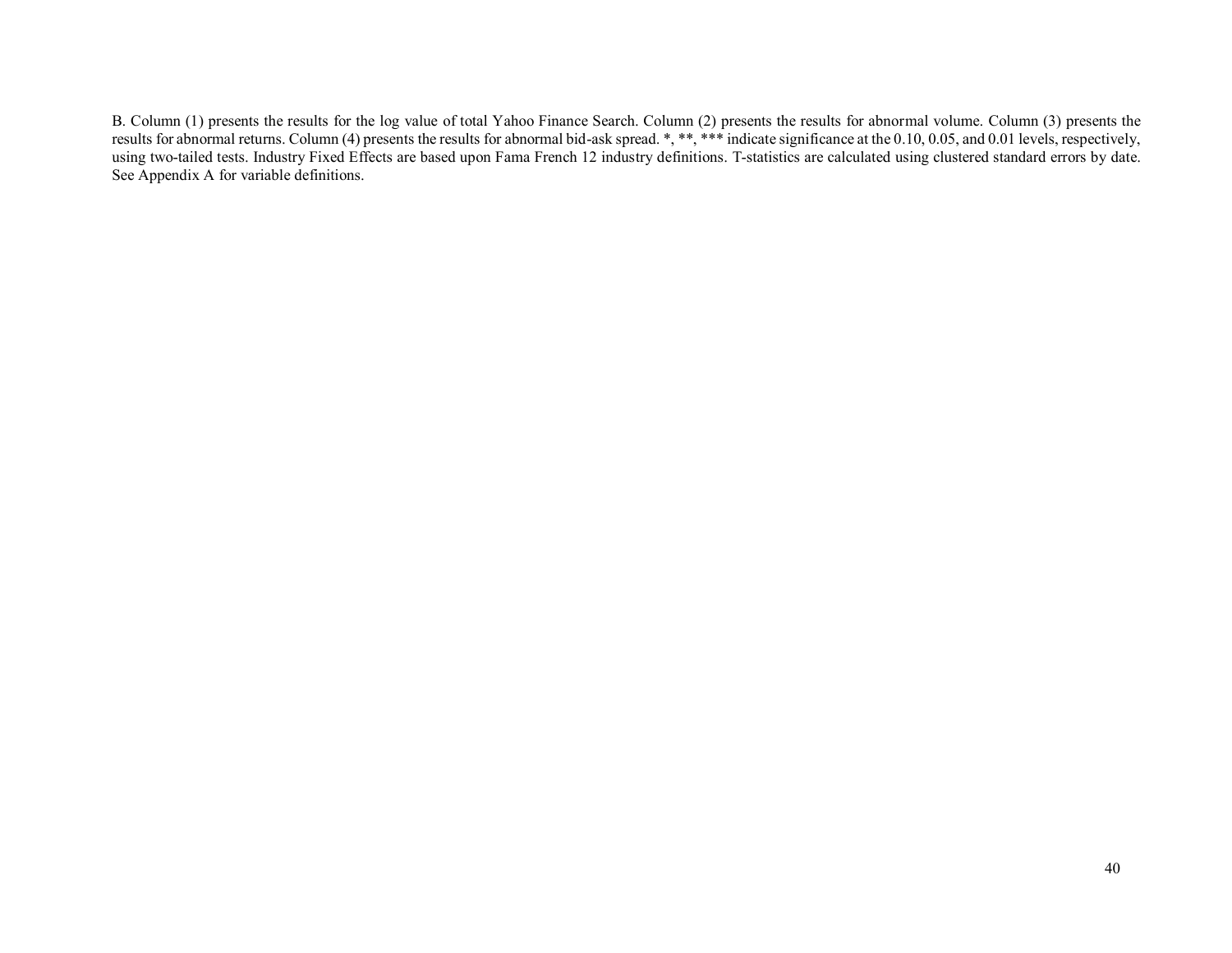B. Column (1) presents the results for the log value of total Yahoo Finance Search. Column (2) presents the results for abnormal volume. Column (3) presents the results for abnormal returns. Column (4) presents the results for abnormal bid-ask spread. *, **, *** indicate significance at the 0.10, 0.05, and 0.01 levels, respectively, using two-tailed tests. Industry Fixed Effects are based upon Fama French 12 industry definitions. T-statistics are calculated using clustered standard errors by date. See Appendix A for variable definitions.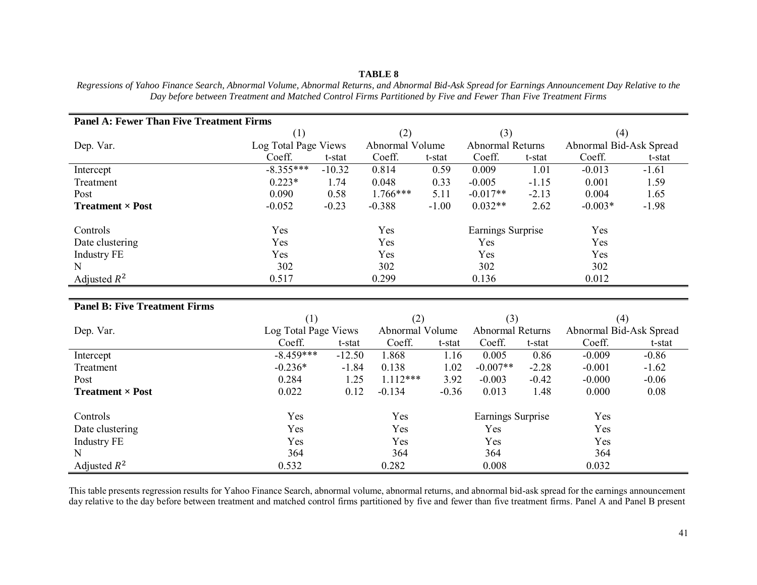**TABLE 8**

*Regressions of Yahoo Finance Search, Abnormal Volume, Abnormal Returns, and Abnormal Bid-Ask Spread for Earnings Announcement Day Relative to the Day before between Treatment and Matched Control Firms Partitioned by Five and Fewer Than Five Treatment Firms*

**Panel A: Fewer Than Five Treatment Firms**

| | (1) | | (2) | | (3) | | (4) | |
|---|---|---|---|---|---|---|---|---|
| Dep. Var. | Log Total Page Views | | Abnormal Volume | | Abnormal Returns | | Abnormal Bid-Ask Spread | |
| | Coeff. | t-stat | Coeff. | t-stat | Coeff. | t-stat | Coeff. | t-stat |
| Intercept | -8.355*** | -10.32 | 0.814 | 0.59 | 0.009 | 1.01 | -0.013 | -1.61 |
| Treatment | 0.223* | 1.74 | 0.048 | 0.33 | -0.005 | -1.15 | 0.001 | 1.59 |
| Post | 0.090 | 0.58 | 1.766*** | 5.11 | -0.017** | -2.13 | 0.004 | 1.65 |
| **Treatment × Post** | -0.052 | -0.23 | -0.388 | -1.00 | 0.032** | 2.62 | -0.003* | -1.98 |
| Controls | Yes | | Yes | | Earnings Surprise | | Yes | |
| Date clustering | Yes | | Yes | | Yes | | Yes | |
| Industry FE | Yes | | Yes | | Yes | | Yes | |
| N | 302 | | 302 | | 302 | | 302 | |
| Adjusted $R^2$ | 0.517 | | 0.299 | | 0.136 | | 0.012 | |

**Panel B: Five Treatment Firms**

| | (1) | | (2) | | (3) | | (4) | |
|---|---|---|---|---|---|---|---|---|
| Dep. Var. | Log Total Page Views | | Abnormal Volume | | Abnormal Returns | | Abnormal Bid-Ask Spread | |
| | Coeff. | t-stat | Coeff. | t-stat | Coeff. | t-stat | Coeff. | t-stat |
| Intercept | -8.459*** | -12.50 | 1.868 | 1.16 | 0.005 | 0.86 | -0.009 | -0.86 |
| Treatment | -0.236* | -1.84 | 0.138 | 1.02 | -0.007** | -2.28 | -0.001 | -1.62 |
| Post | 0.284 | 1.25 | 1.112*** | 3.92 | -0.003 | -0.42 | -0.000 | -0.06 |
| **Treatment × Post** | 0.022 | 0.12 | -0.134 | -0.36 | 0.013 | 1.48 | 0.000 | 0.08 |
| Controls | Yes | | Yes | | Earnings Surprise | | Yes | |
| Date clustering | Yes | | Yes | | Yes | | Yes | |
| Industry FE | Yes | | Yes | | Yes | | Yes | |
| N | 364 | | 364 | | 364 | | 364 | |
| Adjusted $R^2$ | 0.532 | | 0.282 | | 0.008 | | 0.032 | |

This table presents regression results for Yahoo Finance Search, abnormal volume, abnormal returns, and abnormal bid-ask spread for the earnings announcement day relative to the day before between treatment and matched control firms partitioned by five and fewer than five treatment firms. Panel A and Panel B present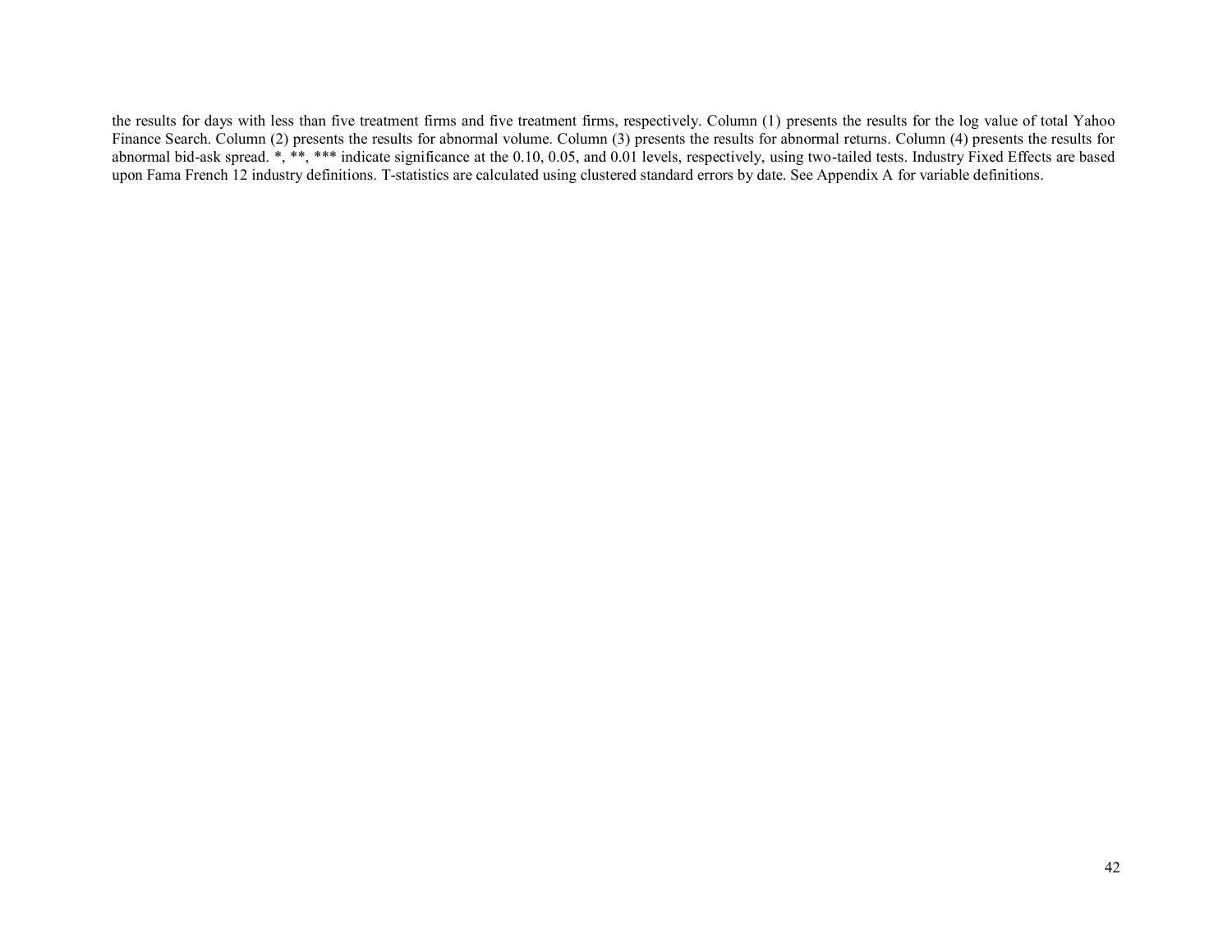the results for days with less than five treatment firms and five treatment firms, respectively. Column (1) presents the results for the log value of total Yahoo Finance Search. Column (2) presents the results for abnormal volume. Column (3) presents the results for abnormal returns. Column (4) presents the results for abnormal bid-ask spread. *, **, *** indicate significance at the 0.10, 0.05, and 0.01 levels, respectively, using two-tailed tests. Industry Fixed Effects are based upon Fama French 12 industry definitions. T-statistics are calculated using clustered standard errors by date. See Appendix A for variable definitions.